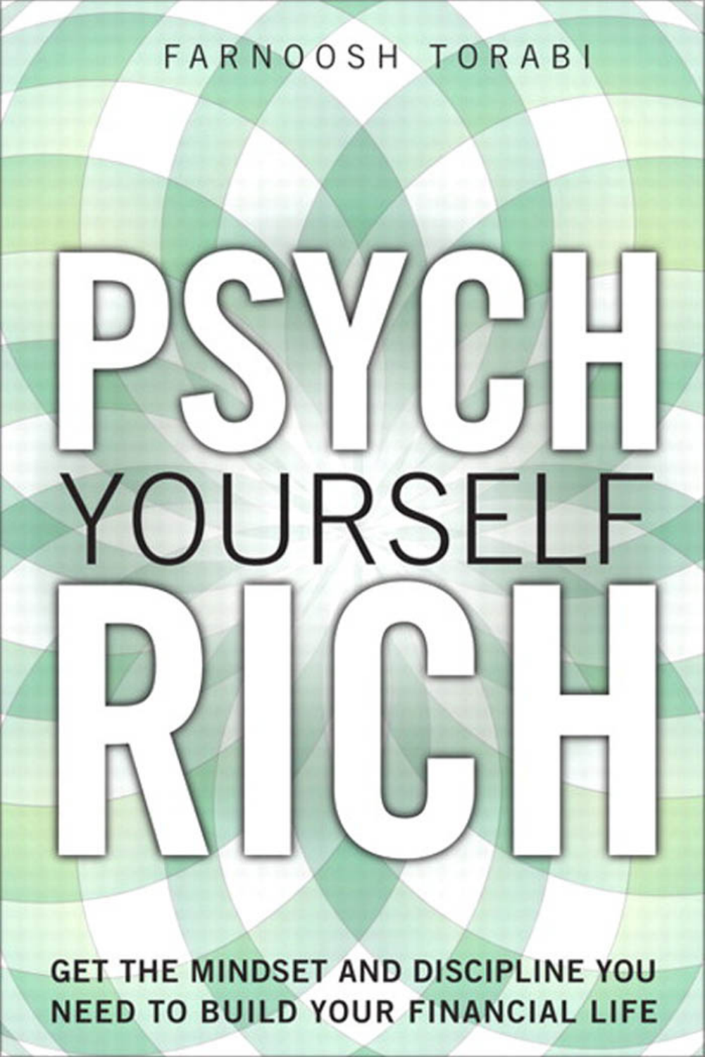FARNOOSH TORABI

# PSYCH YOURSELF RICH

GET THE MINDSET AND DISCIPLINE YOU NEED TO BUILD YOUR FINANCIAL LIFE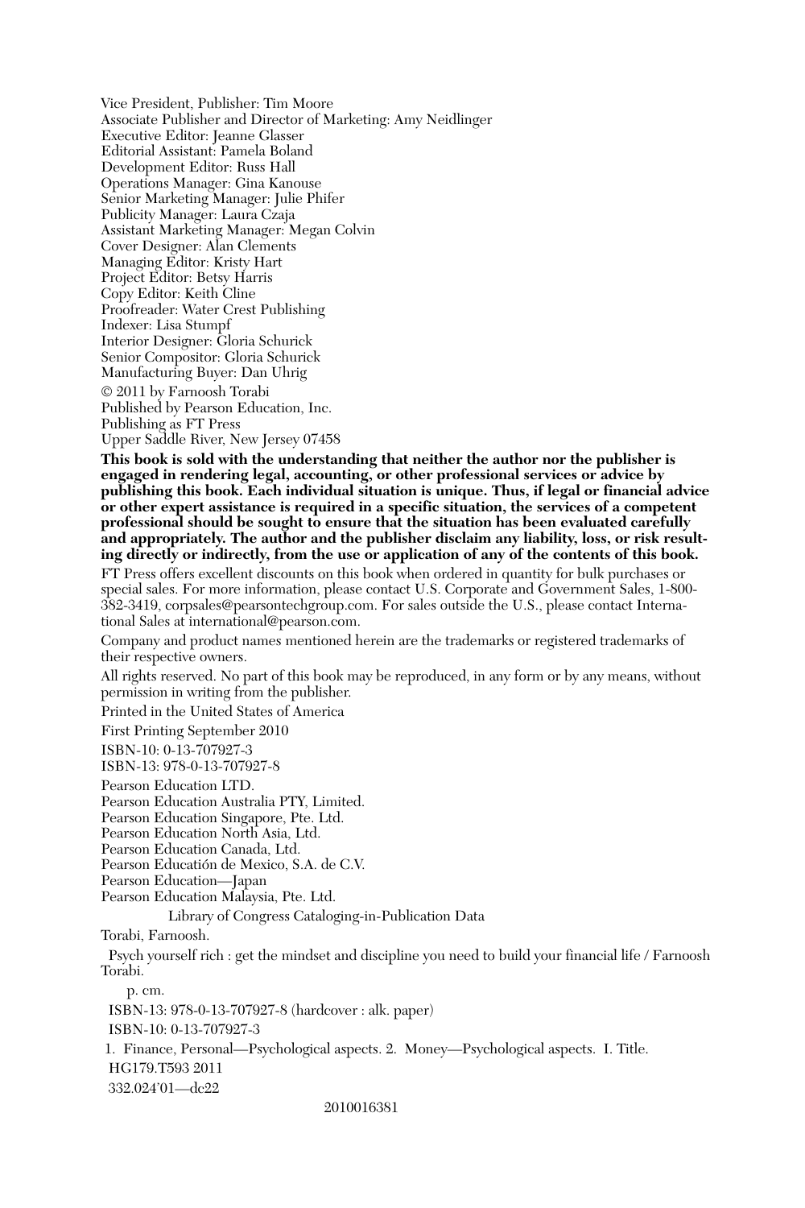Vice President, Publisher: Tim Moore
Associate Publisher and Director of Marketing: Amy Neidlinger
Executive Editor: Jeanne Glasser
Editorial Assistant: Pamela Boland
Development Editor: Russ Hall
Operations Manager: Gina Kanouse
Senior Marketing Manager: Julie Phifer
Publicity Manager: Laura Czaja
Assistant Marketing Manager: Megan Colvin
Cover Designer: Alan Clements
Managing Editor: Kristy Hart
Project Editor: Betsy Harris
Copy Editor: Keith Cline
Proofreader: Water Crest Publishing
Indexer: Lisa Stumpf
Interior Designer: Gloria Schurick
Senior Compositor: Gloria Schurick
Manufacturing Buyer: Dan Uhrig

© 2011 by Farnoosh Torabi
Published by Pearson Education, Inc.
Publishing as FT Press
Upper Saddle River, New Jersey 07458

**This book is sold with the understanding that neither the author nor the publisher is engaged in rendering legal, accounting, or other professional services or advice by publishing this book. Each individual situation is unique. Thus, if legal or financial advice or other expert assistance is required in a specific situation, the services of a competent professional should be sought to ensure that the situation has been evaluated carefully and appropriately. The author and the publisher disclaim any liability, loss, or risk resulting directly or indirectly, from the use or application of any of the contents of this book.**

FT Press offers excellent discounts on this book when ordered in quantity for bulk purchases or special sales. For more information, please contact U.S. Corporate and Government Sales, 1-800-382-3419, corpsales@pearsontechgroup.com. For sales outside the U.S., please contact International Sales at international@pearson.com.

Company and product names mentioned herein are the trademarks or registered trademarks of their respective owners.

All rights reserved. No part of this book may be reproduced, in any form or by any means, without permission in writing from the publisher.

Printed in the United States of America

First Printing September 2010

ISBN-10: 0-13-707927-3
ISBN-13: 978-0-13-707927-8

Pearson Education LTD.
Pearson Education Australia PTY, Limited.
Pearson Education Singapore, Pte. Ltd.
Pearson Education North Asia, Ltd.
Pearson Education Canada, Ltd.
Pearson Educatión de Mexico, S.A. de C.V.
Pearson Education—Japan
Pearson Education Malaysia, Pte. Ltd.

Library of Congress Cataloging-in-Publication Data

Torabi, Farnoosh.

Psych yourself rich : get the mindset and discipline you need to build your financial life / Farnoosh Torabi.

p. cm.

ISBN-13: 978-0-13-707927-8 (hardcover : alk. paper)

ISBN-10: 0-13-707927-3

1. Finance, Personal—Psychological aspects. 2. Money—Psychological aspects. I. Title.

HG179.T593 2011

332.024'01—dc22

2010016381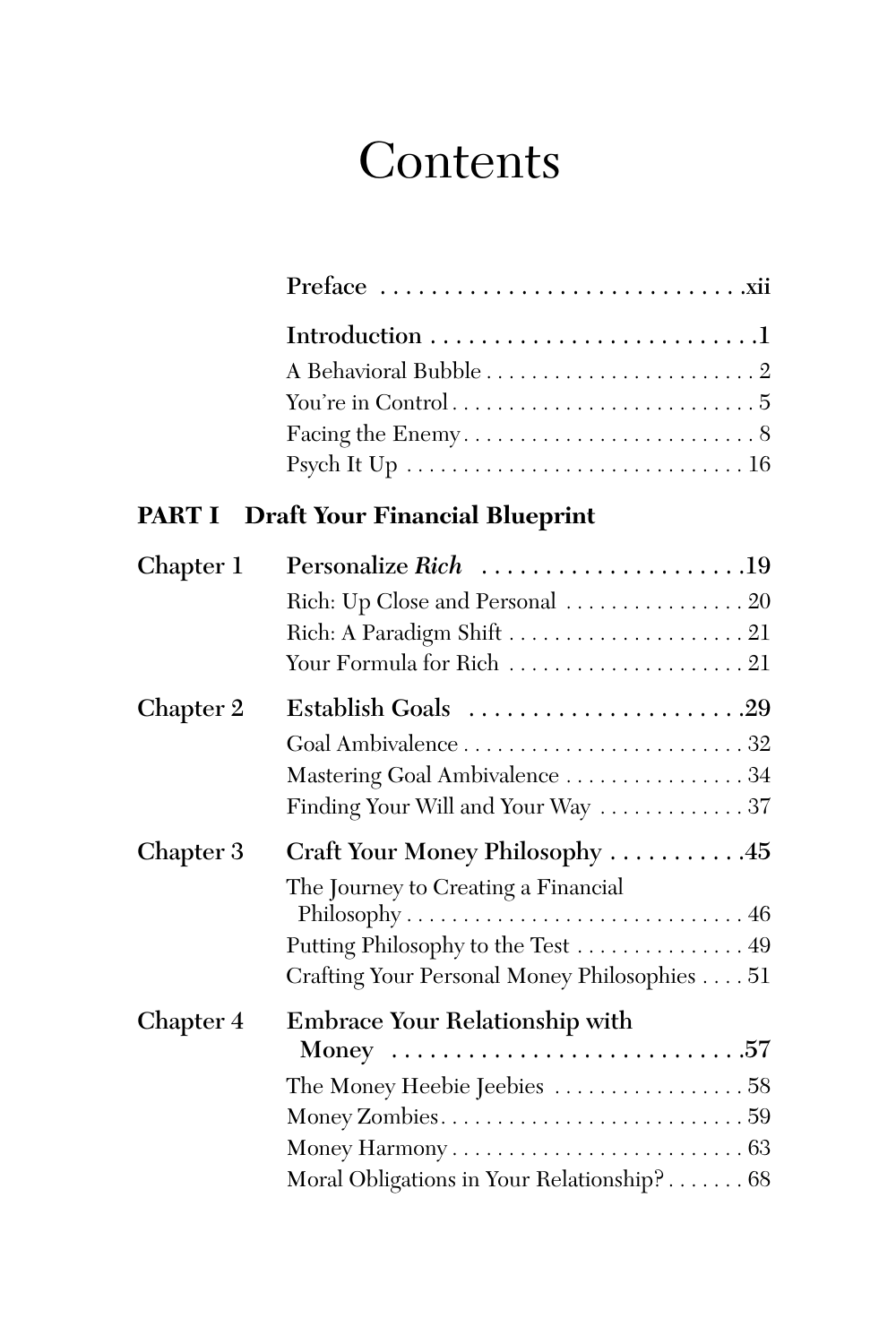# Contents

**Preface** .............................. **xii**

**Introduction** .............................. **1**

A Behavioral Bubble .............................. 2

You're in Control .............................. 5

Facing the Enemy .............................. 8

Psych It Up .............................. 16

## PART I Draft Your Financial Blueprint

**Chapter 1** **Personalize *Rich*** .............................. **19**

Rich: Up Close and Personal .............................. 20

Rich: A Paradigm Shift .............................. 21

Your Formula for Rich .............................. 21

**Chapter 2** **Establish Goals** .............................. **29**

Goal Ambivalence .............................. 32

Mastering Goal Ambivalence .............................. 34

Finding Your Will and Your Way .............................. 37

**Chapter 3** **Craft Your Money Philosophy** .............................. **45**

The Journey to Creating a Financial Philosophy .............................. 46

Putting Philosophy to the Test .............................. 49

Crafting Your Personal Money Philosophies .............................. 51

**Chapter 4** **Embrace Your Relationship with Money** .............................. **57**

The Money Heebie Jeebies .............................. 58

Money Zombies .............................. 59

Money Harmony .............................. 63

Moral Obligations in Your Relationship? .............................. 68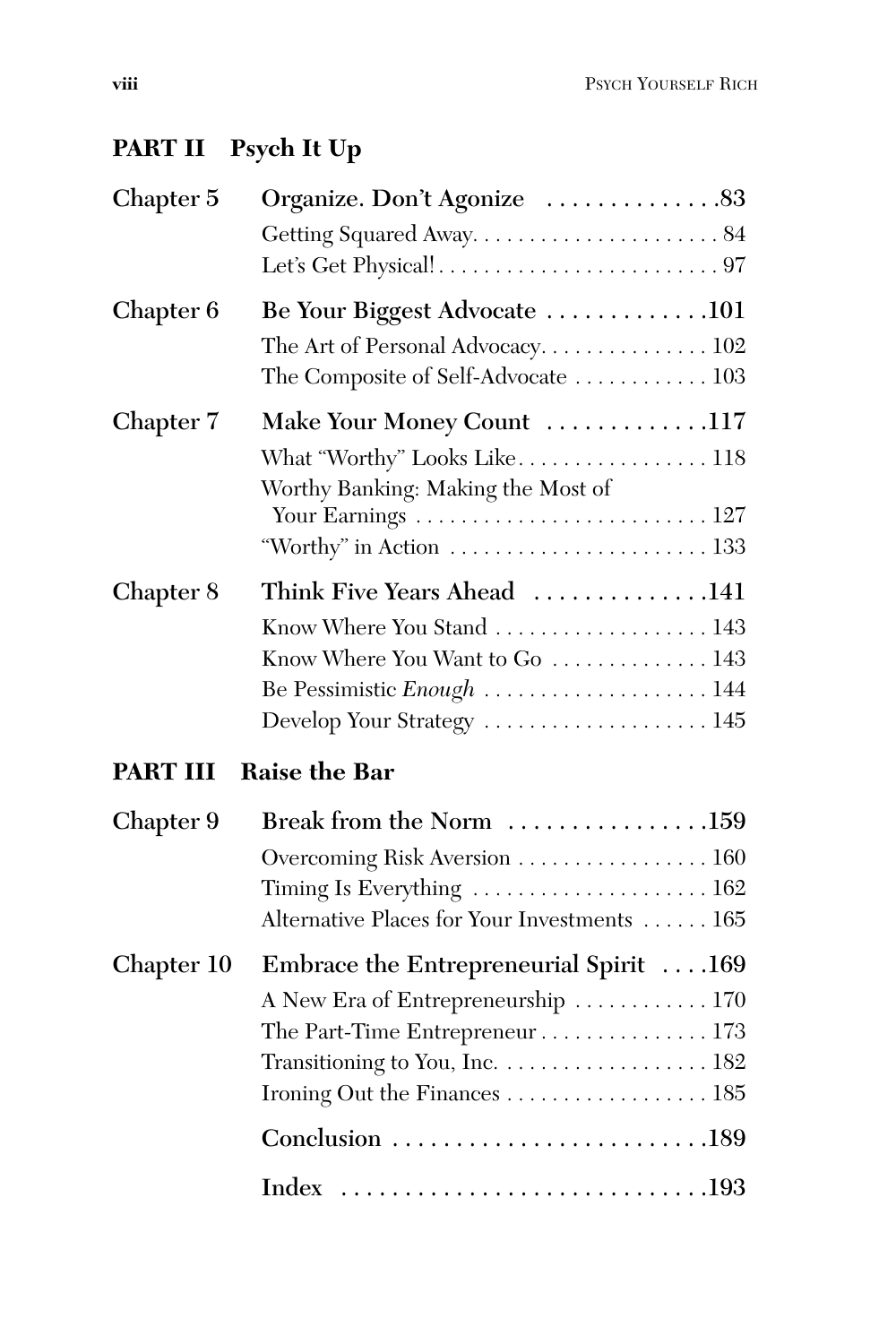## PART II Psych It Up

**Chapter 5 Organize. Don't Agonize . . . . . . . . . . . . . .83**

Getting Squared Away. . . . . . . . . . . . . . . . . . . . . . 84

Let's Get Physical! . . . . . . . . . . . . . . . . . . . . . . . . . . 97

**Chapter 6 Be Your Biggest Advocate . . . . . . . . . . . . .101**

The Art of Personal Advocacy. . . . . . . . . . . . . . . 102

The Composite of Self-Advocate . . . . . . . . . . . . 103

**Chapter 7 Make Your Money Count . . . . . . . . . . . . .117**

What "Worthy" Looks Like. . . . . . . . . . . . . . . . . 118

Worthy Banking: Making the Most of Your Earnings . . . . . . . . . . . . . . . . . . . . . . . . . . 127

"Worthy" in Action . . . . . . . . . . . . . . . . . . . . . . . . 133

**Chapter 8 Think Five Years Ahead . . . . . . . . . . . . . .141**

Know Where You Stand . . . . . . . . . . . . . . . . . . . 143

Know Where You Want to Go . . . . . . . . . . . . . . 143

Be Pessimistic *Enough* . . . . . . . . . . . . . . . . . . . . 144

Develop Your Strategy . . . . . . . . . . . . . . . . . . . . 145

## PART III Raise the Bar

**Chapter 9 Break from the Norm . . . . . . . . . . . . . . . .159**

Overcoming Risk Aversion . . . . . . . . . . . . . . . . . 160

Timing Is Everything . . . . . . . . . . . . . . . . . . . . . 162

Alternative Places for Your Investments . . . . . . 165

**Chapter 10 Embrace the Entrepreneurial Spirit . . . .169**

A New Era of Entrepreneurship . . . . . . . . . . . . 170

The Part-Time Entrepreneur . . . . . . . . . . . . . . . 173

Transitioning to You, Inc. . . . . . . . . . . . . . . . . . . 182

Ironing Out the Finances . . . . . . . . . . . . . . . . . . 185

**Conclusion . . . . . . . . . . . . . . . . . . . . . . . . .189**

**Index . . . . . . . . . . . . . . . . . . . . . . . . . . . . .193**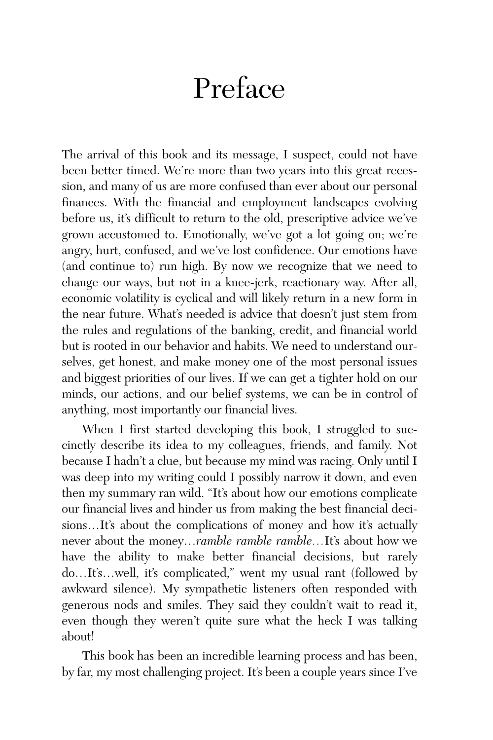# Preface

The arrival of this book and its message, I suspect, could not have been better timed. We're more than two years into this great recession, and many of us are more confused than ever about our personal finances. With the financial and employment landscapes evolving before us, it's difficult to return to the old, prescriptive advice we've grown accustomed to. Emotionally, we've got a lot going on; we're angry, hurt, confused, and we've lost confidence. Our emotions have (and continue to) run high. By now we recognize that we need to change our ways, but not in a knee-jerk, reactionary way. After all, economic volatility is cyclical and will likely return in a new form in the near future. What's needed is advice that doesn't just stem from the rules and regulations of the banking, credit, and financial world but is rooted in our behavior and habits. We need to understand ourselves, get honest, and make money one of the most personal issues and biggest priorities of our lives. If we can get a tighter hold on our minds, our actions, and our belief systems, we can be in control of anything, most importantly our financial lives.

When I first started developing this book, I struggled to succinctly describe its idea to my colleagues, friends, and family. Not because I hadn't a clue, but because my mind was racing. Only until I was deep into my writing could I possibly narrow it down, and even then my summary ran wild. "It's about how our emotions complicate our financial lives and hinder us from making the best financial decisions…It's about the complications of money and how it's actually never about the money…*ramble ramble ramble*…It's about how we have the ability to make better financial decisions, but rarely do…It's…well, it's complicated," went my usual rant (followed by awkward silence). My sympathetic listeners often responded with generous nods and smiles. They said they couldn't wait to read it, even though they weren't quite sure what the heck I was talking about!

This book has been an incredible learning process and has been, by far, my most challenging project. It's been a couple years since I've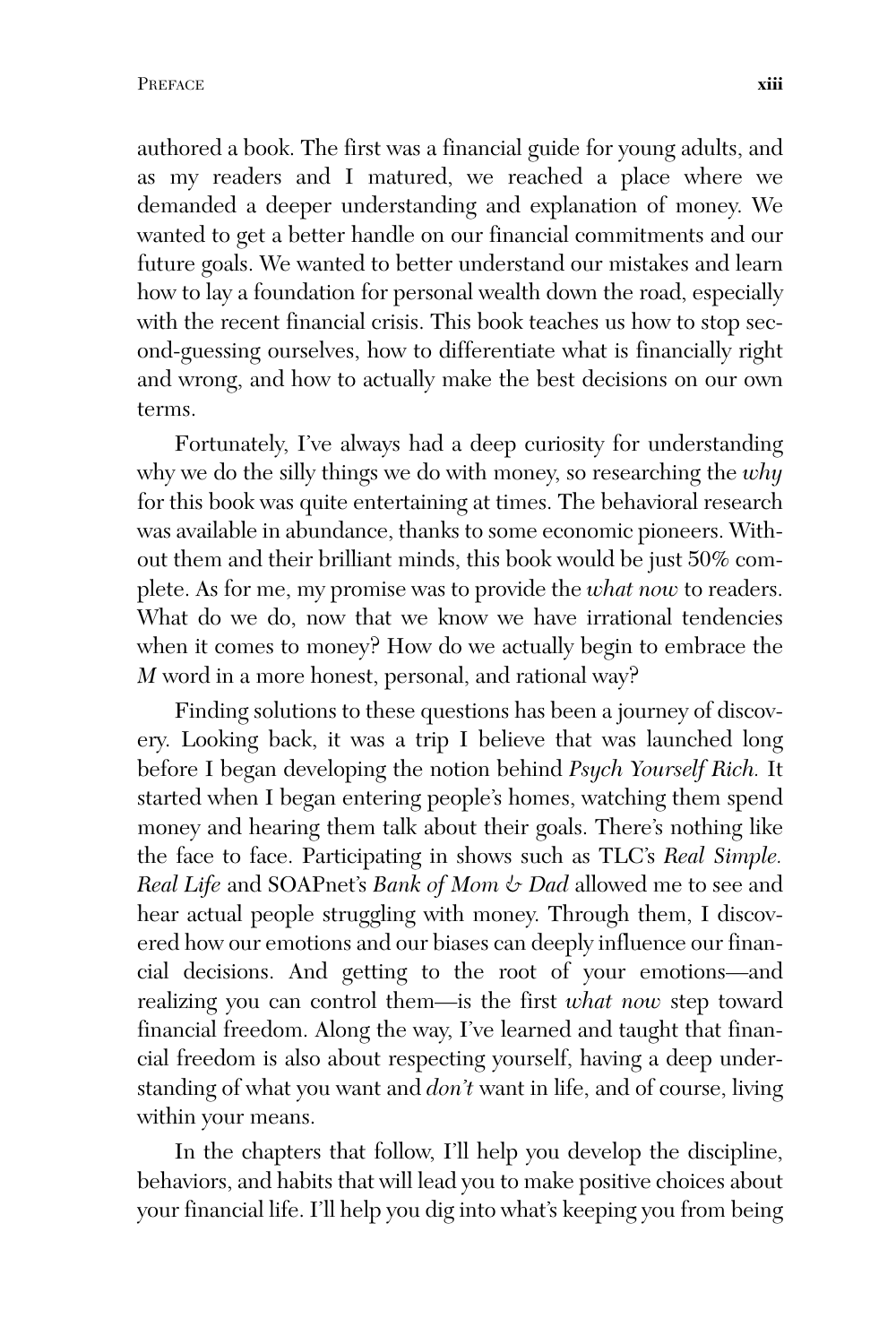authored a book. The first was a financial guide for young adults, and as my readers and I matured, we reached a place where we demanded a deeper understanding and explanation of money. We wanted to get a better handle on our financial commitments and our future goals. We wanted to better understand our mistakes and learn how to lay a foundation for personal wealth down the road, especially with the recent financial crisis. This book teaches us how to stop second-guessing ourselves, how to differentiate what is financially right and wrong, and how to actually make the best decisions on our own terms.

Fortunately, I've always had a deep curiosity for understanding why we do the silly things we do with money, so researching the *why* for this book was quite entertaining at times. The behavioral research was available in abundance, thanks to some economic pioneers. Without them and their brilliant minds, this book would be just 50% complete. As for me, my promise was to provide the *what now* to readers. What do we do, now that we know we have irrational tendencies when it comes to money? How do we actually begin to embrace the *M* word in a more honest, personal, and rational way?

Finding solutions to these questions has been a journey of discovery. Looking back, it was a trip I believe that was launched long before I began developing the notion behind *Psych Yourself Rich.* It started when I began entering people's homes, watching them spend money and hearing them talk about their goals. There's nothing like the face to face. Participating in shows such as TLC's *Real Simple. Real Life* and SOAPnet's *Bank of Mom & Dad* allowed me to see and hear actual people struggling with money. Through them, I discovered how our emotions and our biases can deeply influence our financial decisions. And getting to the root of your emotions—and realizing you can control them—is the first *what now* step toward financial freedom. Along the way, I've learned and taught that financial freedom is also about respecting yourself, having a deep understanding of what you want and *don't* want in life, and of course, living within your means.

In the chapters that follow, I'll help you develop the discipline, behaviors, and habits that will lead you to make positive choices about your financial life. I'll help you dig into what's keeping you from being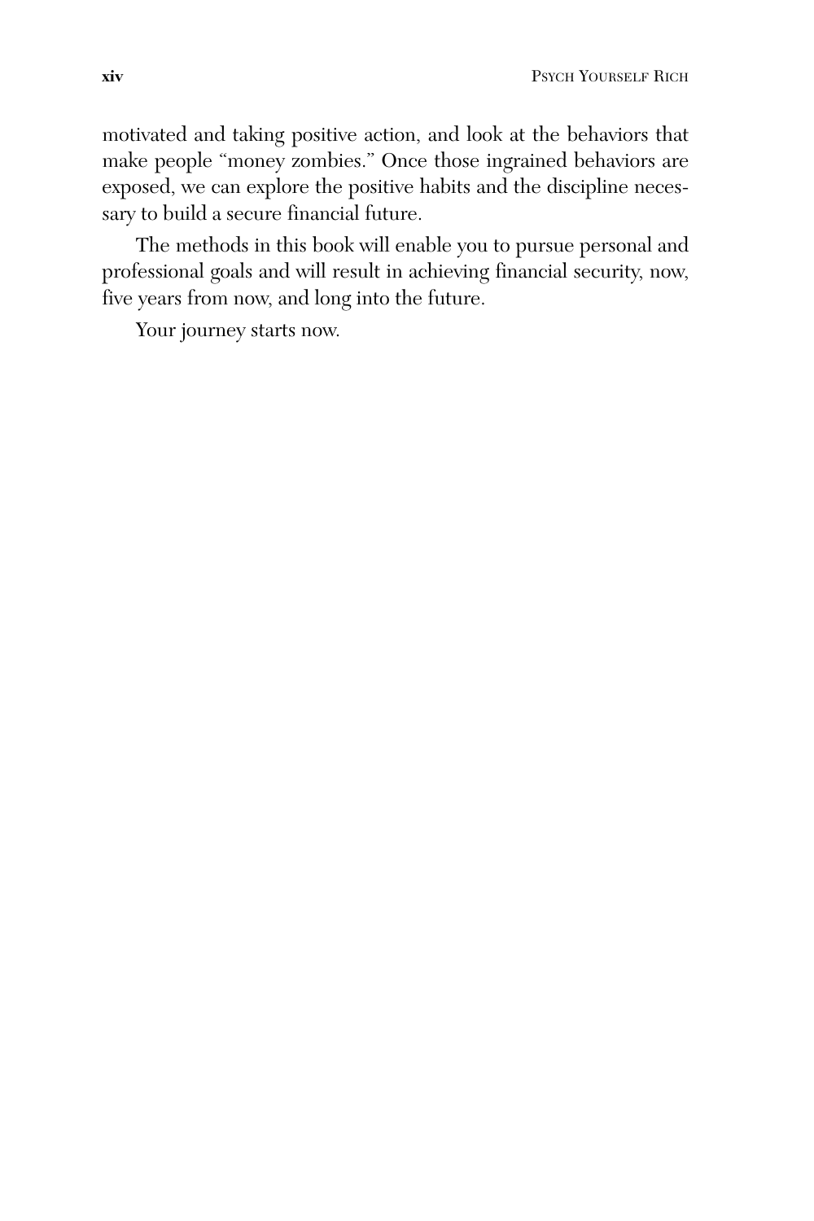motivated and taking positive action, and look at the behaviors that make people "money zombies." Once those ingrained behaviors are exposed, we can explore the positive habits and the discipline necessary to build a secure financial future.

The methods in this book will enable you to pursue personal and professional goals and will result in achieving financial security, now, five years from now, and long into the future.

Your journey starts now.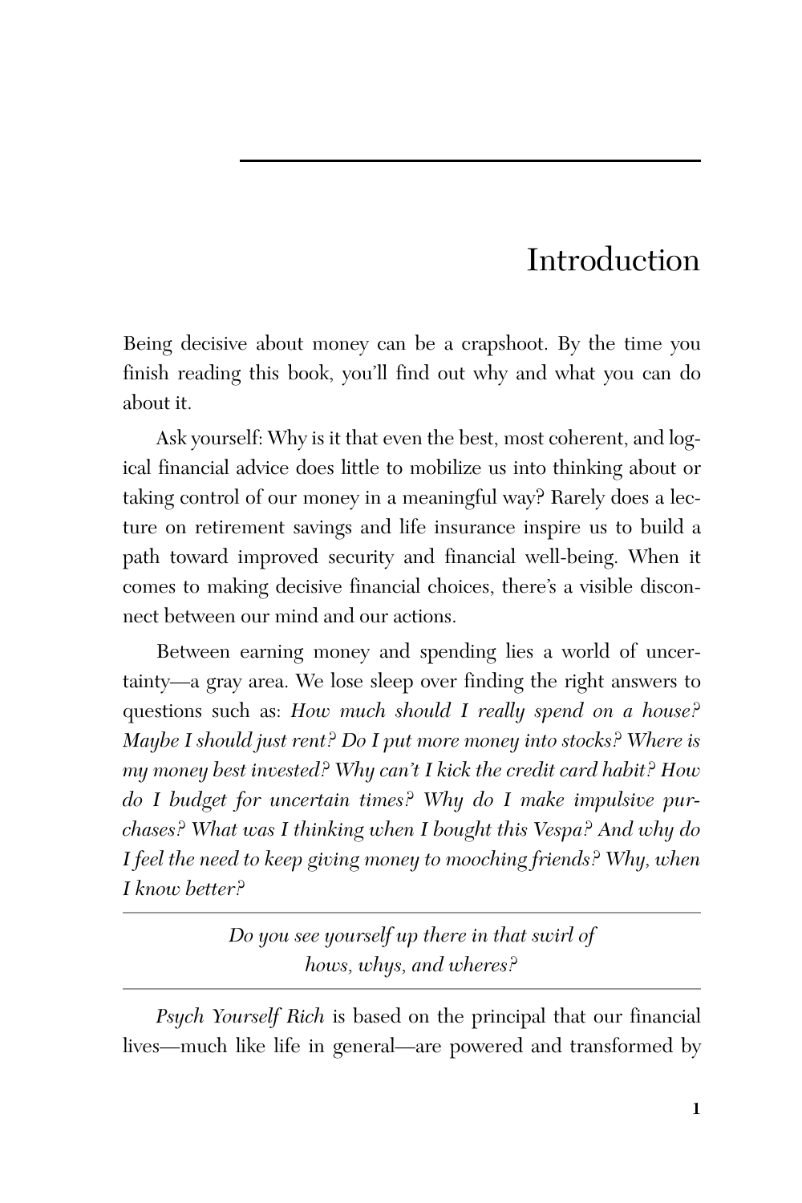# Introduction

Being decisive about money can be a crapshoot. By the time you finish reading this book, you'll find out why and what you can do about it.

Ask yourself: Why is it that even the best, most coherent, and logical financial advice does little to mobilize us into thinking about or taking control of our money in a meaningful way? Rarely does a lecture on retirement savings and life insurance inspire us to build a path toward improved security and financial well-being. When it comes to making decisive financial choices, there's a visible disconnect between our mind and our actions.

Between earning money and spending lies a world of uncertainty—a gray area. We lose sleep over finding the right answers to questions such as: *How much should I really spend on a house? Maybe I should just rent? Do I put more money into stocks? Where is my money best invested? Why can't I kick the credit card habit? How do I budget for uncertain times? Why do I make impulsive purchases? What was I thinking when I bought this Vespa? And why do I feel the need to keep giving money to mooching friends? Why, when I know better?*

---

*Do you see yourself up there in that swirl of hows, whys, and wheres?*

---

*Psych Yourself Rich* is based on the principal that our financial lives—much like life in general—are powered and transformed by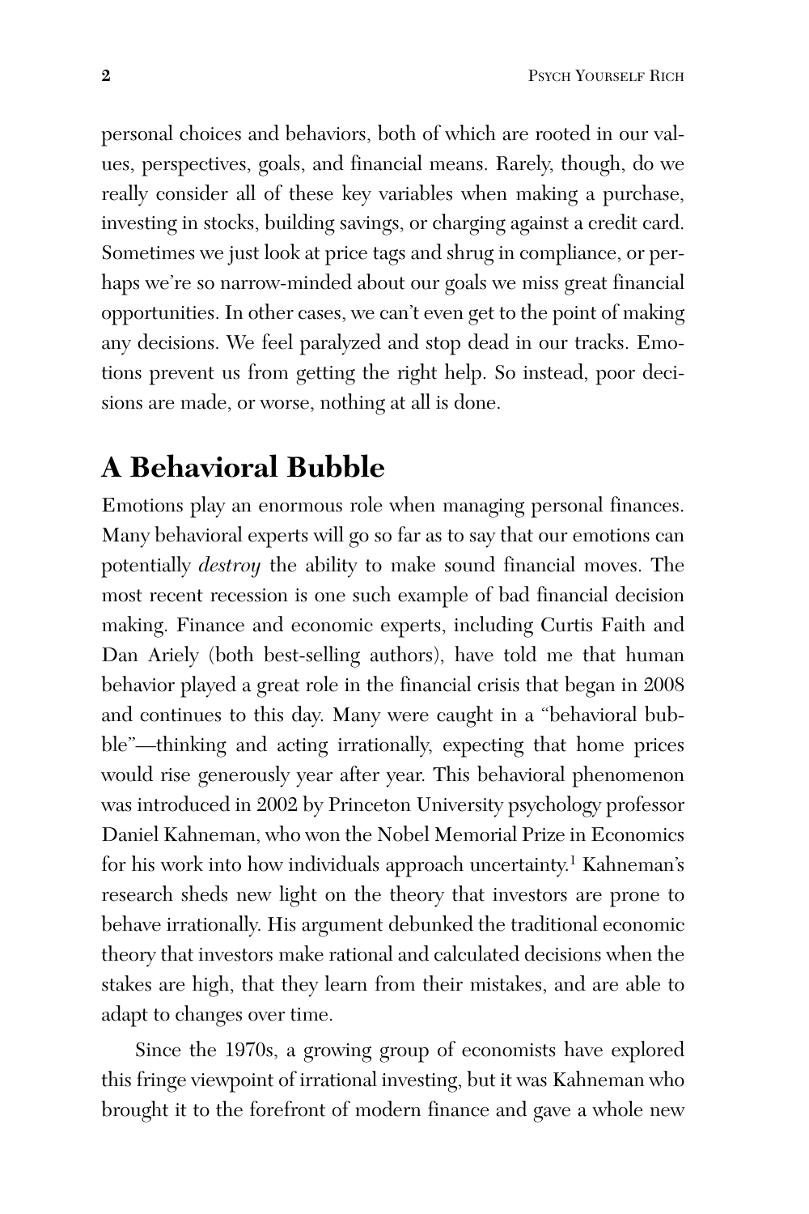personal choices and behaviors, both of which are rooted in our values, perspectives, goals, and financial means. Rarely, though, do we really consider all of these key variables when making a purchase, investing in stocks, building savings, or charging against a credit card. Sometimes we just look at price tags and shrug in compliance, or perhaps we're so narrow-minded about our goals we miss great financial opportunities. In other cases, we can't even get to the point of making any decisions. We feel paralyzed and stop dead in our tracks. Emotions prevent us from getting the right help. So instead, poor decisions are made, or worse, nothing at all is done.

## A Behavioral Bubble

Emotions play an enormous role when managing personal finances. Many behavioral experts will go so far as to say that our emotions can potentially *destroy* the ability to make sound financial moves. The most recent recession is one such example of bad financial decision making. Finance and economic experts, including Curtis Faith and Dan Ariely (both best-selling authors), have told me that human behavior played a great role in the financial crisis that began in 2008 and continues to this day. Many were caught in a "behavioral bubble"—thinking and acting irrationally, expecting that home prices would rise generously year after year. This behavioral phenomenon was introduced in 2002 by Princeton University psychology professor Daniel Kahneman, who won the Nobel Memorial Prize in Economics for his work into how individuals approach uncertainty.[1] Kahneman's research sheds new light on the theory that investors are prone to behave irrationally. His argument debunked the traditional economic theory that investors make rational and calculated decisions when the stakes are high, that they learn from their mistakes, and are able to adapt to changes over time.

Since the 1970s, a growing group of economists have explored this fringe viewpoint of irrational investing, but it was Kahneman who brought it to the forefront of modern finance and gave a whole new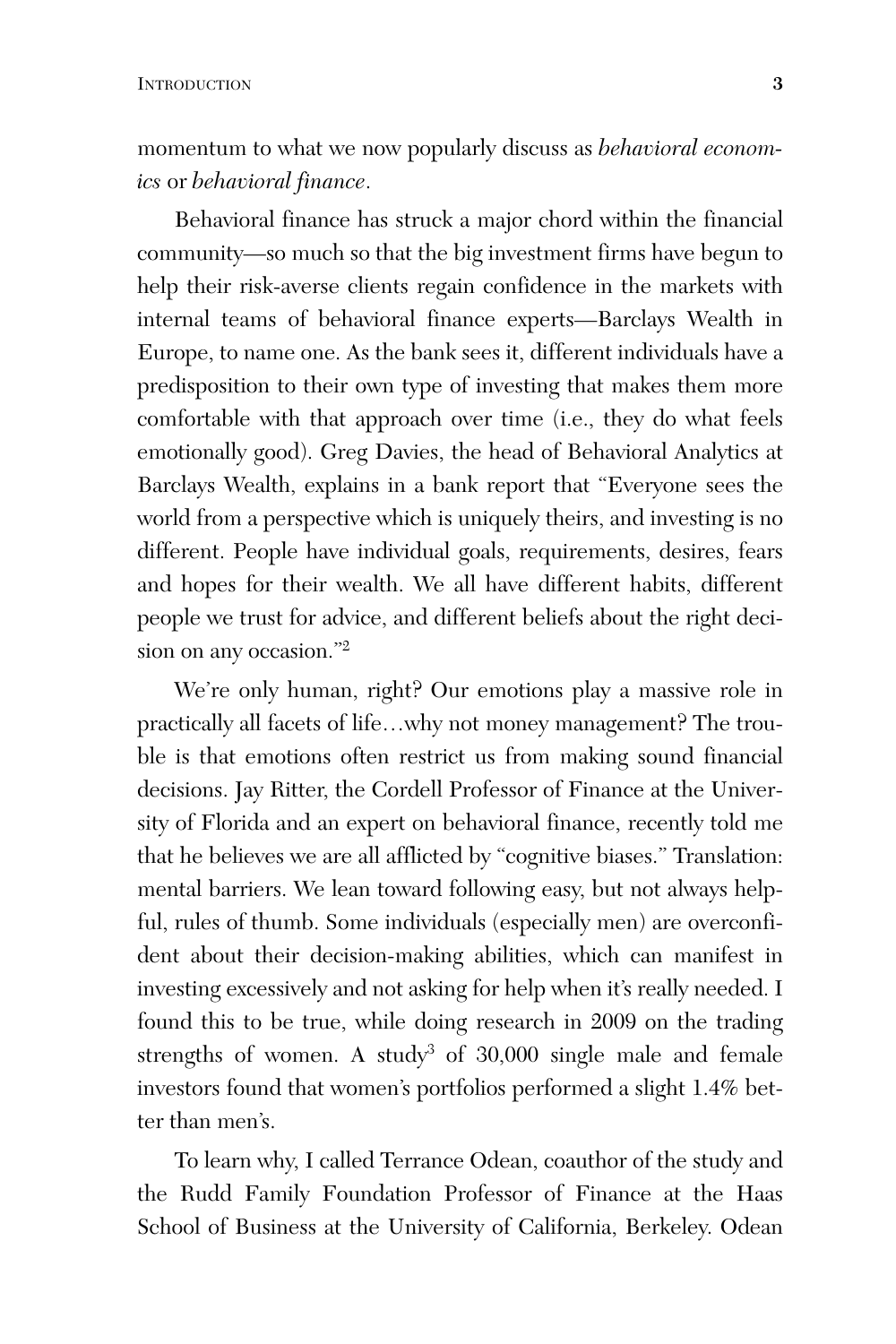momentum to what we now popularly discuss as *behavioral economics* or *behavioral finance*.

Behavioral finance has struck a major chord within the financial community—so much so that the big investment firms have begun to help their risk-averse clients regain confidence in the markets with internal teams of behavioral finance experts—Barclays Wealth in Europe, to name one. As the bank sees it, different individuals have a predisposition to their own type of investing that makes them more comfortable with that approach over time (i.e., they do what feels emotionally good). Greg Davies, the head of Behavioral Analytics at Barclays Wealth, explains in a bank report that "Everyone sees the world from a perspective which is uniquely theirs, and investing is no different. People have individual goals, requirements, desires, fears and hopes for their wealth. We all have different habits, different people we trust for advice, and different beliefs about the right decision on any occasion."[2]

We're only human, right? Our emotions play a massive role in practically all facets of life…why not money management? The trouble is that emotions often restrict us from making sound financial decisions. Jay Ritter, the Cordell Professor of Finance at the University of Florida and an expert on behavioral finance, recently told me that he believes we are all afflicted by "cognitive biases." Translation: mental barriers. We lean toward following easy, but not always helpful, rules of thumb. Some individuals (especially men) are overconfident about their decision-making abilities, which can manifest in investing excessively and not asking for help when it's really needed. I found this to be true, while doing research in 2009 on the trading strengths of women. A study[3] of 30,000 single male and female investors found that women's portfolios performed a slight 1.4% better than men's.

To learn why, I called Terrance Odean, coauthor of the study and the Rudd Family Foundation Professor of Finance at the Haas School of Business at the University of California, Berkeley. Odean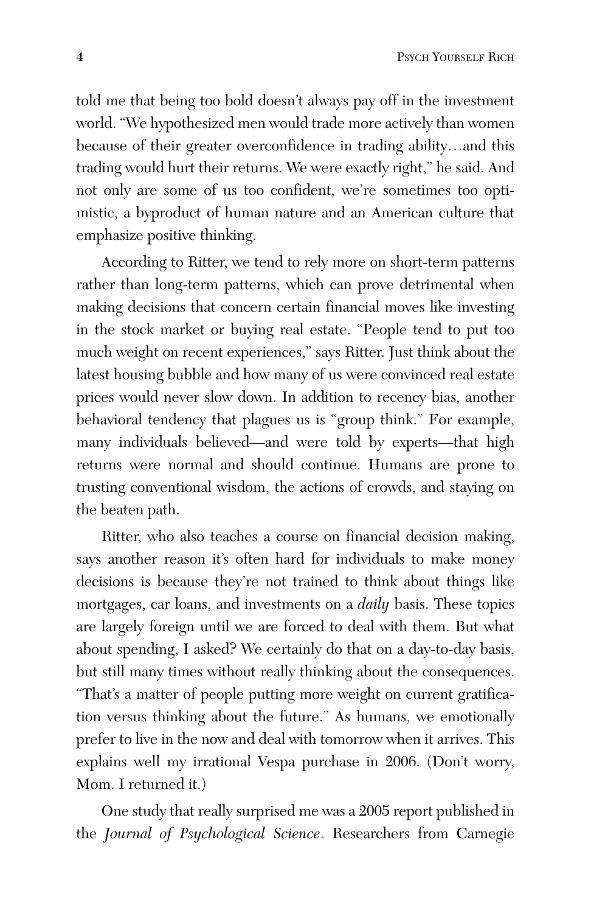told me that being too bold doesn't always pay off in the investment world. "We hypothesized men would trade more actively than women because of their greater overconfidence in trading ability…and this trading would hurt their returns. We were exactly right," he said. And not only are some of us too confident, we're sometimes too optimistic, a byproduct of human nature and an American culture that emphasize positive thinking.

According to Ritter, we tend to rely more on short-term patterns rather than long-term patterns, which can prove detrimental when making decisions that concern certain financial moves like investing in the stock market or buying real estate. "People tend to put too much weight on recent experiences," says Ritter. Just think about the latest housing bubble and how many of us were convinced real estate prices would never slow down. In addition to recency bias, another behavioral tendency that plagues us is "group think." For example, many individuals believed—and were told by experts—that high returns were normal and should continue. Humans are prone to trusting conventional wisdom, the actions of crowds, and staying on the beaten path.

Ritter, who also teaches a course on financial decision making, says another reason it's often hard for individuals to make money decisions is because they're not trained to think about things like mortgages, car loans, and investments on a *daily* basis. These topics are largely foreign until we are forced to deal with them. But what about spending, I asked? We certainly do that on a day-to-day basis, but still many times without really thinking about the consequences. "That's a matter of people putting more weight on current gratification versus thinking about the future." As humans, we emotionally prefer to live in the now and deal with tomorrow when it arrives. This explains well my irrational Vespa purchase in 2006. (Don't worry, Mom. I returned it.)

One study that really surprised me was a 2005 report published in the *Journal of Psychological Science*. Researchers from Carnegie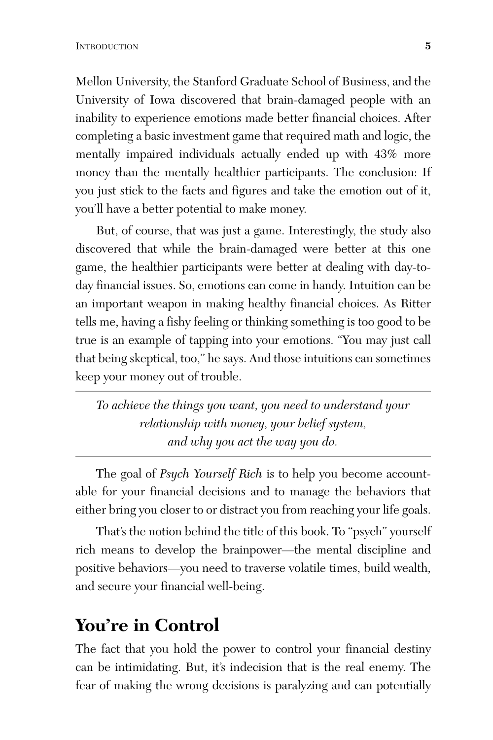Mellon University, the Stanford Graduate School of Business, and the University of Iowa discovered that brain-damaged people with an inability to experience emotions made better financial choices. After completing a basic investment game that required math and logic, the mentally impaired individuals actually ended up with 43% more money than the mentally healthier participants. The conclusion: If you just stick to the facts and figures and take the emotion out of it, you'll have a better potential to make money.

But, of course, that was just a game. Interestingly, the study also discovered that while the brain-damaged were better at this one game, the healthier participants were better at dealing with day-to-day financial issues. So, emotions can come in handy. Intuition can be an important weapon in making healthy financial choices. As Ritter tells me, having a fishy feeling or thinking something is too good to be true is an example of tapping into your emotions. "You may just call that being skeptical, too," he says. And those intuitions can sometimes keep your money out of trouble.

---

*To achieve the things you want, you need to understand your relationship with money, your belief system, and why you act the way you do.*

---

The goal of *Psych Yourself Rich* is to help you become accountable for your financial decisions and to manage the behaviors that either bring you closer to or distract you from reaching your life goals.

That's the notion behind the title of this book. To "psych" yourself rich means to develop the brainpower—the mental discipline and positive behaviors—you need to traverse volatile times, build wealth, and secure your financial well-being.

## You're in Control

The fact that you hold the power to control your financial destiny can be intimidating. But, it's indecision that is the real enemy. The fear of making the wrong decisions is paralyzing and can potentially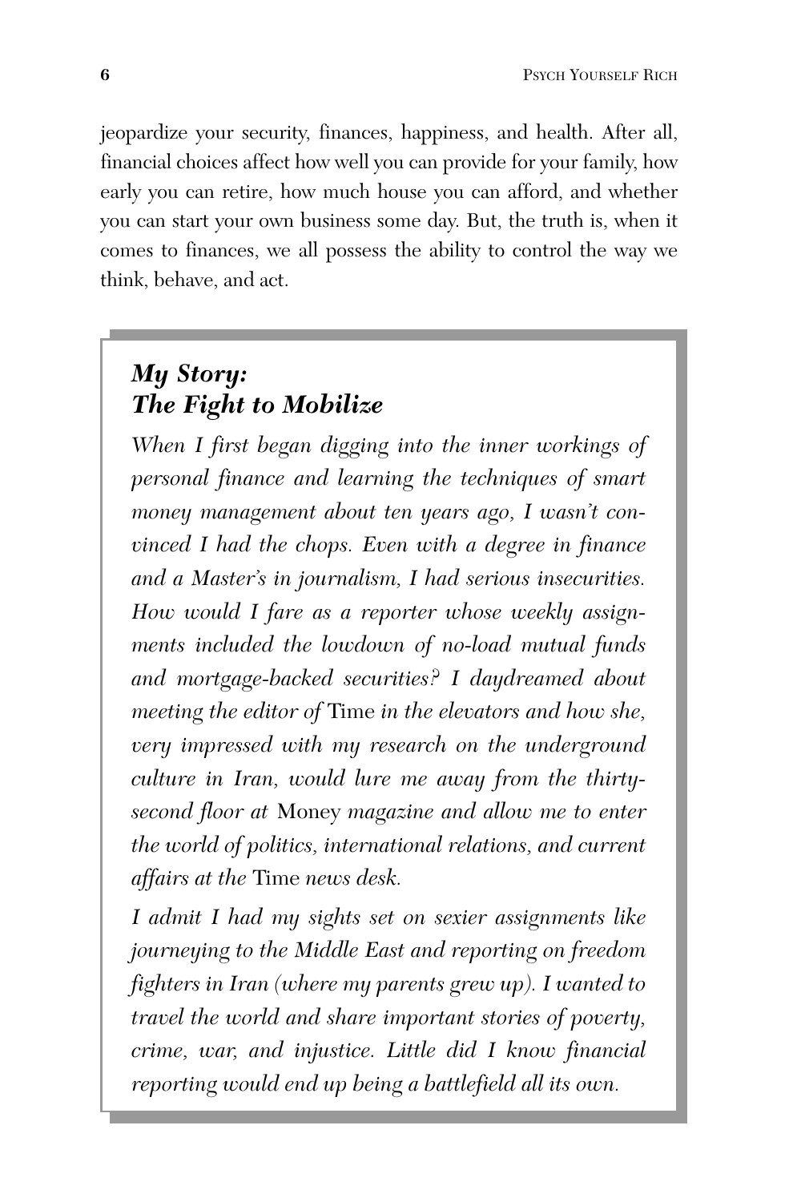jeopardize your security, finances, happiness, and health. After all, financial choices affect how well you can provide for your family, how early you can retire, how much house you can afford, and whether you can start your own business some day. But, the truth is, when it comes to finances, we all possess the ability to control the way we think, behave, and act.

> ### *My Story: The Fight to Mobilize*
>
> *When I first began digging into the inner workings of personal finance and learning the techniques of smart money management about ten years ago, I wasn't convinced I had the chops. Even with a degree in finance and a Master's in journalism, I had serious insecurities. How would I fare as a reporter whose weekly assignments included the lowdown of no-load mutual funds and mortgage-backed securities? I daydreamed about meeting the editor of* Time *in the elevators and how she, very impressed with my research on the underground culture in Iran, would lure me away from the thirty-second floor at* Money *magazine and allow me to enter the world of politics, international relations, and current affairs at the* Time *news desk.*
>
> *I admit I had my sights set on sexier assignments like journeying to the Middle East and reporting on freedom fighters in Iran (where my parents grew up). I wanted to travel the world and share important stories of poverty, crime, war, and injustice. Little did I know financial reporting would end up being a battlefield all its own.*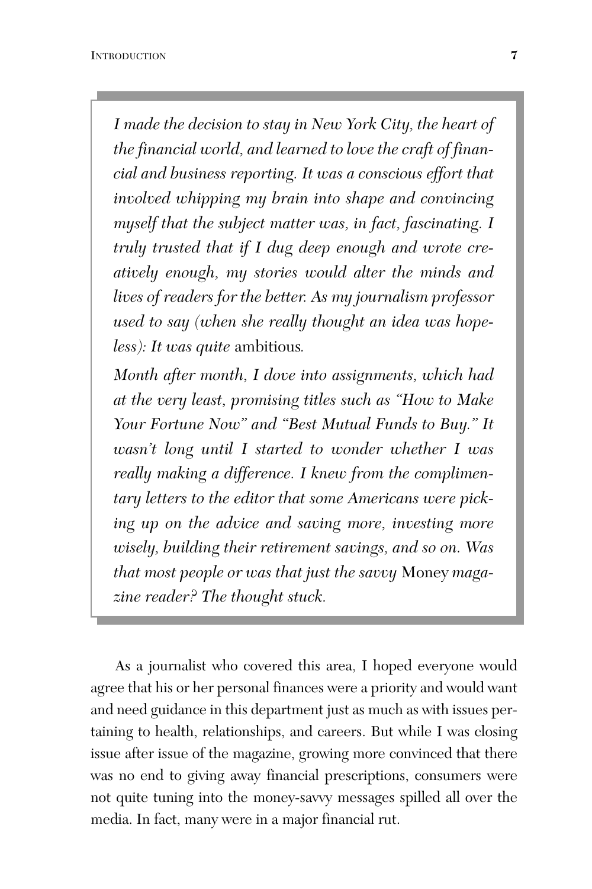*I made the decision to stay in New York City, the heart of the financial world, and learned to love the craft of financial and business reporting. It was a conscious effort that involved whipping my brain into shape and convincing myself that the subject matter was, in fact, fascinating. I truly trusted that if I dug deep enough and wrote creatively enough, my stories would alter the minds and lives of readers for the better. As my journalism professor used to say (when she really thought an idea was hopeless): It was quite* ambitious*.*

*Month after month, I dove into assignments, which had at the very least, promising titles such as "How to Make Your Fortune Now" and "Best Mutual Funds to Buy." It wasn't long until I started to wonder whether I was really making a difference. I knew from the complimentary letters to the editor that some Americans were picking up on the advice and saving more, investing more wisely, building their retirement savings, and so on. Was that most people or was that just the savvy* Money *magazine reader? The thought stuck.*

As a journalist who covered this area, I hoped everyone would agree that his or her personal finances were a priority and would want and need guidance in this department just as much as with issues pertaining to health, relationships, and careers. But while I was closing issue after issue of the magazine, growing more convinced that there was no end to giving away financial prescriptions, consumers were not quite tuning into the money-savvy messages spilled all over the media. In fact, many were in a major financial rut.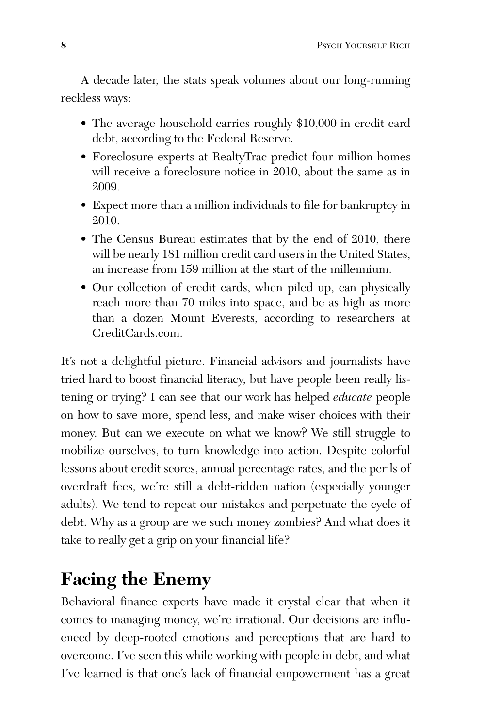A decade later, the stats speak volumes about our long-running reckless ways:

- The average household carries roughly $10,000 in credit card debt, according to the Federal Reserve.
- Foreclosure experts at RealtyTrac predict four million homes will receive a foreclosure notice in 2010, about the same as in 2009.
- Expect more than a million individuals to file for bankruptcy in 2010.
- The Census Bureau estimates that by the end of 2010, there will be nearly 181 million credit card users in the United States, an increase from 159 million at the start of the millennium.
- Our collection of credit cards, when piled up, can physically reach more than 70 miles into space, and be as high as more than a dozen Mount Everests, according to researchers at CreditCards.com.

It's not a delightful picture. Financial advisors and journalists have tried hard to boost financial literacy, but have people been really listening or trying? I can see that our work has helped *educate* people on how to save more, spend less, and make wiser choices with their money. But can we execute on what we know? We still struggle to mobilize ourselves, to turn knowledge into action. Despite colorful lessons about credit scores, annual percentage rates, and the perils of overdraft fees, we're still a debt-ridden nation (especially younger adults). We tend to repeat our mistakes and perpetuate the cycle of debt. Why as a group are we such money zombies? And what does it take to really get a grip on your financial life?

## Facing the Enemy

Behavioral finance experts have made it crystal clear that when it comes to managing money, we're irrational. Our decisions are influenced by deep-rooted emotions and perceptions that are hard to overcome. I've seen this while working with people in debt, and what I've learned is that one's lack of financial empowerment has a great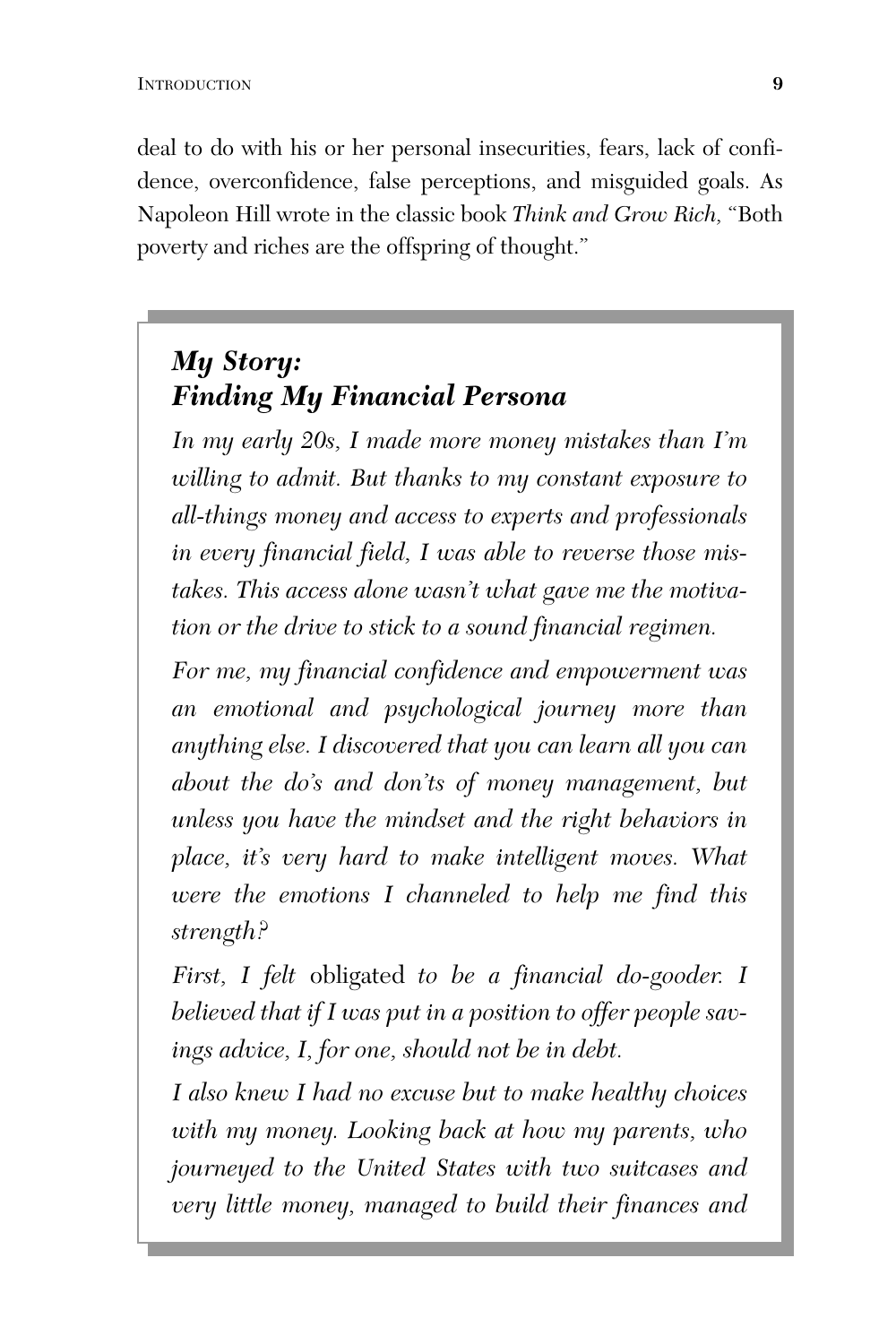deal to do with his or her personal insecurities, fears, lack of confidence, overconfidence, false perceptions, and misguided goals. As Napoleon Hill wrote in the classic book *Think and Grow Rich,* "Both poverty and riches are the offspring of thought."

### *My Story: Finding My Financial Persona*

*In my early 20s, I made more money mistakes than I'm willing to admit. But thanks to my constant exposure to all-things money and access to experts and professionals in every financial field, I was able to reverse those mistakes. This access alone wasn't what gave me the motivation or the drive to stick to a sound financial regimen.*

*For me, my financial confidence and empowerment was an emotional and psychological journey more than anything else. I discovered that you can learn all you can about the do's and don'ts of money management, but unless you have the mindset and the right behaviors in place, it's very hard to make intelligent moves. What were the emotions I channeled to help me find this strength?*

*First, I felt* obligated *to be a financial do-gooder. I believed that if I was put in a position to offer people savings advice, I, for one, should not be in debt.*

*I also knew I had no excuse but to make healthy choices with my money. Looking back at how my parents, who journeyed to the United States with two suitcases and very little money, managed to build their finances and*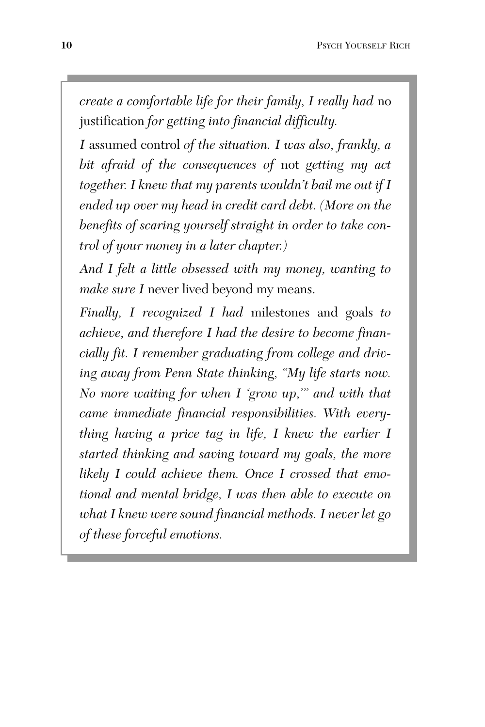*create a comfortable life for their family, I really had* no justification *for getting into financial difficulty.*

*I* assumed control *of the situation. I was also, frankly, a bit afraid of the consequences of* not *getting my act together. I knew that my parents wouldn't bail me out if I ended up over my head in credit card debt. (More on the benefits of scaring yourself straight in order to take control of your money in a later chapter.)*

*And I felt a little obsessed with my money, wanting to make sure I* never lived beyond my means.

*Finally, I recognized I had* milestones and goals *to achieve, and therefore I had the desire to become financially fit. I remember graduating from college and driving away from Penn State thinking, "My life starts now. No more waiting for when I 'grow up,'" and with that came immediate financial responsibilities. With everything having a price tag in life, I knew the earlier I started thinking and saving toward my goals, the more likely I could achieve them. Once I crossed that emotional and mental bridge, I was then able to execute on what I knew were sound financial methods. I never let go of these forceful emotions.*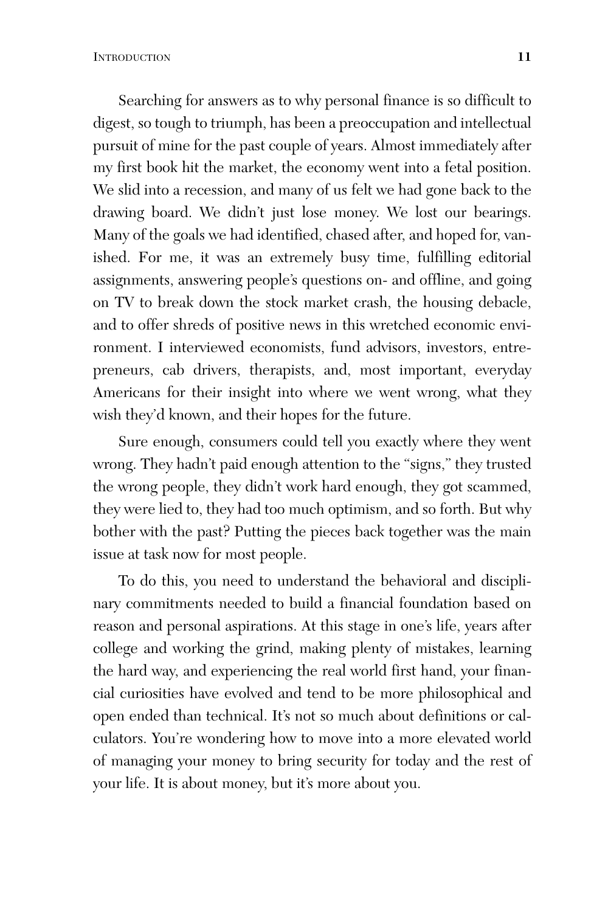Searching for answers as to why personal finance is so difficult to digest, so tough to triumph, has been a preoccupation and intellectual pursuit of mine for the past couple of years. Almost immediately after my first book hit the market, the economy went into a fetal position. We slid into a recession, and many of us felt we had gone back to the drawing board. We didn't just lose money. We lost our bearings. Many of the goals we had identified, chased after, and hoped for, vanished. For me, it was an extremely busy time, fulfilling editorial assignments, answering people's questions on- and offline, and going on TV to break down the stock market crash, the housing debacle, and to offer shreds of positive news in this wretched economic environment. I interviewed economists, fund advisors, investors, entrepreneurs, cab drivers, therapists, and, most important, everyday Americans for their insight into where we went wrong, what they wish they'd known, and their hopes for the future.

Sure enough, consumers could tell you exactly where they went wrong. They hadn't paid enough attention to the "signs," they trusted the wrong people, they didn't work hard enough, they got scammed, they were lied to, they had too much optimism, and so forth. But why bother with the past? Putting the pieces back together was the main issue at task now for most people.

To do this, you need to understand the behavioral and disciplinary commitments needed to build a financial foundation based on reason and personal aspirations. At this stage in one's life, years after college and working the grind, making plenty of mistakes, learning the hard way, and experiencing the real world first hand, your financial curiosities have evolved and tend to be more philosophical and open ended than technical. It's not so much about definitions or calculators. You're wondering how to move into a more elevated world of managing your money to bring security for today and the rest of your life. It is about money, but it's more about you.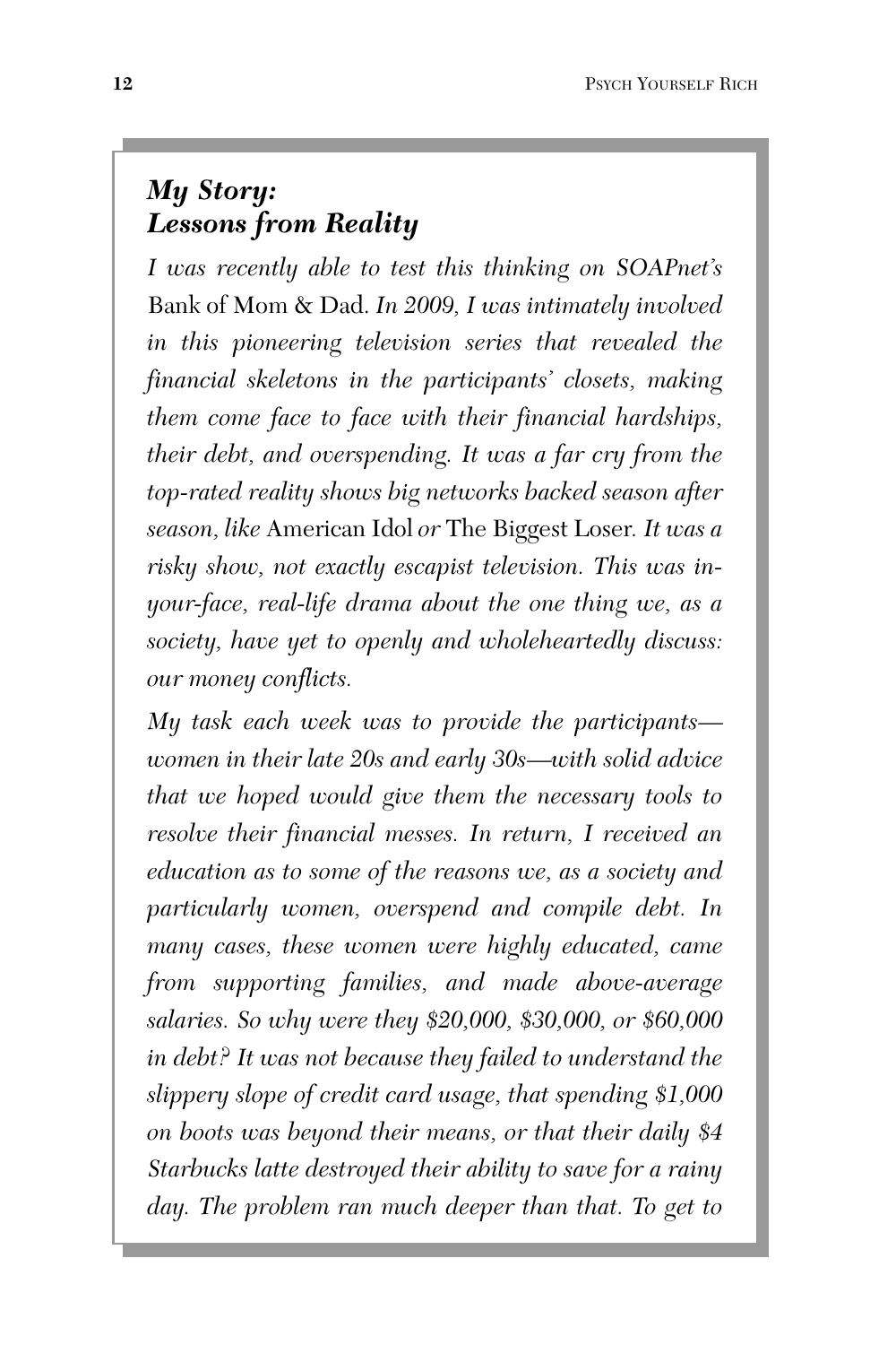## *My Story: Lessons from Reality*

*I was recently able to test this thinking on SOAPnet's* Bank of Mom & Dad. *In 2009, I was intimately involved in this pioneering television series that revealed the financial skeletons in the participants' closets, making them come face to face with their financial hardships, their debt, and overspending. It was a far cry from the top-rated reality shows big networks backed season after season, like* American Idol *or* The Biggest Loser. *It was a risky show, not exactly escapist television. This was in-your-face, real-life drama about the one thing we, as a society, have yet to openly and wholeheartedly discuss: our money conflicts.*

*My task each week was to provide the participants—women in their late 20s and early 30s—with solid advice that we hoped would give them the necessary tools to resolve their financial messes. In return, I received an education as to some of the reasons we, as a society and particularly women, overspend and compile debt. In many cases, these women were highly educated, came from supporting families, and made above-average salaries. So why were they $20,000, $30,000, or $60,000 in debt? It was not because they failed to understand the slippery slope of credit card usage, that spending $1,000 on boots was beyond their means, or that their daily $4 Starbucks latte destroyed their ability to save for a rainy day. The problem ran much deeper than that. To get to*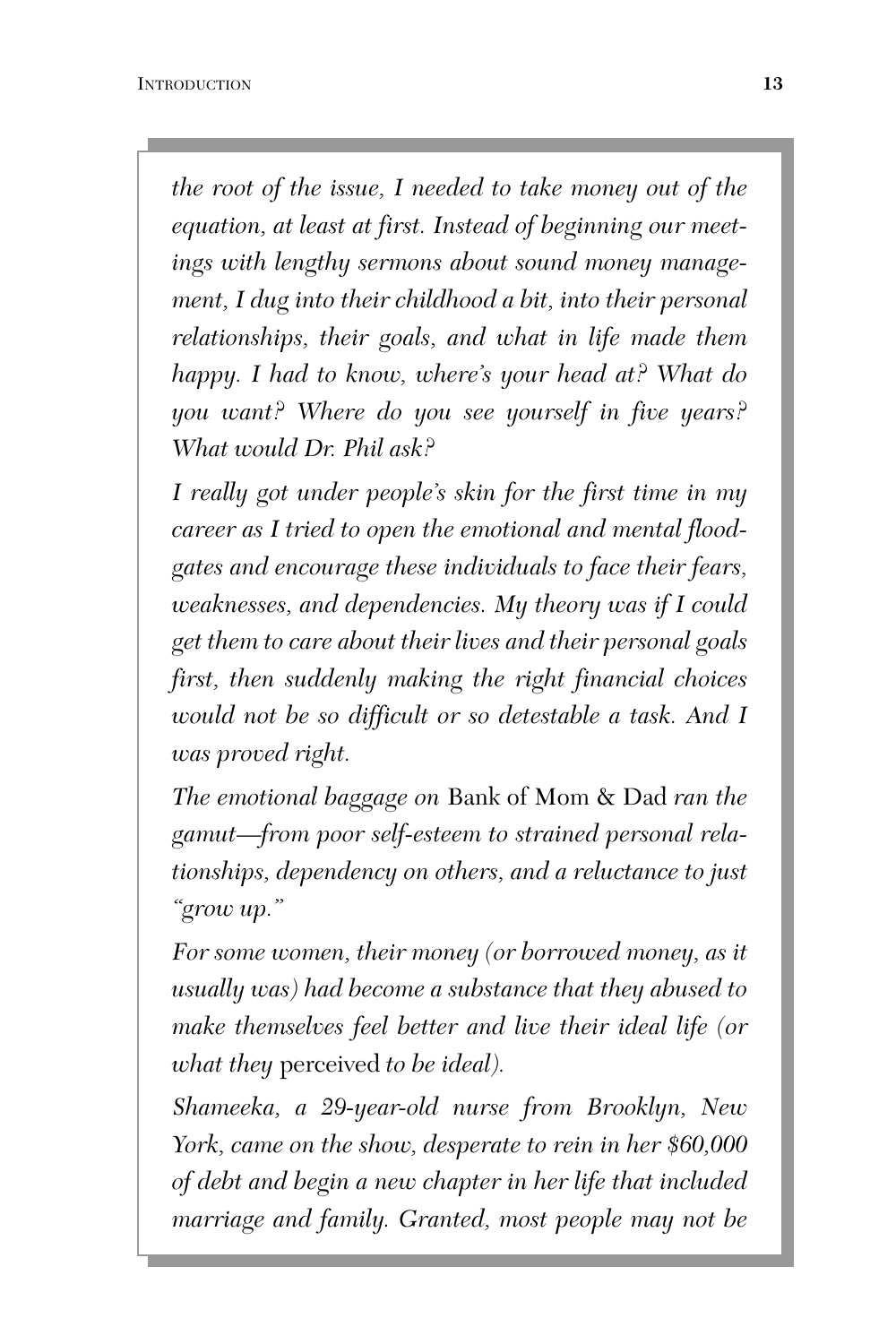*the root of the issue, I needed to take money out of the equation, at least at first. Instead of beginning our meetings with lengthy sermons about sound money management, I dug into their childhood a bit, into their personal relationships, their goals, and what in life made them happy. I had to know, where's your head at? What do you want? Where do you see yourself in five years? What would Dr. Phil ask?*

*I really got under people's skin for the first time in my career as I tried to open the emotional and mental floodgates and encourage these individuals to face their fears, weaknesses, and dependencies. My theory was if I could get them to care about their lives and their personal goals first, then suddenly making the right financial choices would not be so difficult or so detestable a task. And I was proved right.*

*The emotional baggage on* Bank of Mom & Dad *ran the gamut—from poor self-esteem to strained personal relationships, dependency on others, and a reluctance to just "grow up."*

*For some women, their money (or borrowed money, as it usually was) had become a substance that they abused to make themselves feel better and live their ideal life (or what they* perceived *to be ideal).*

*Shameeka, a 29-year-old nurse from Brooklyn, New York, came on the show, desperate to rein in her $60,000 of debt and begin a new chapter in her life that included marriage and family. Granted, most people may not be*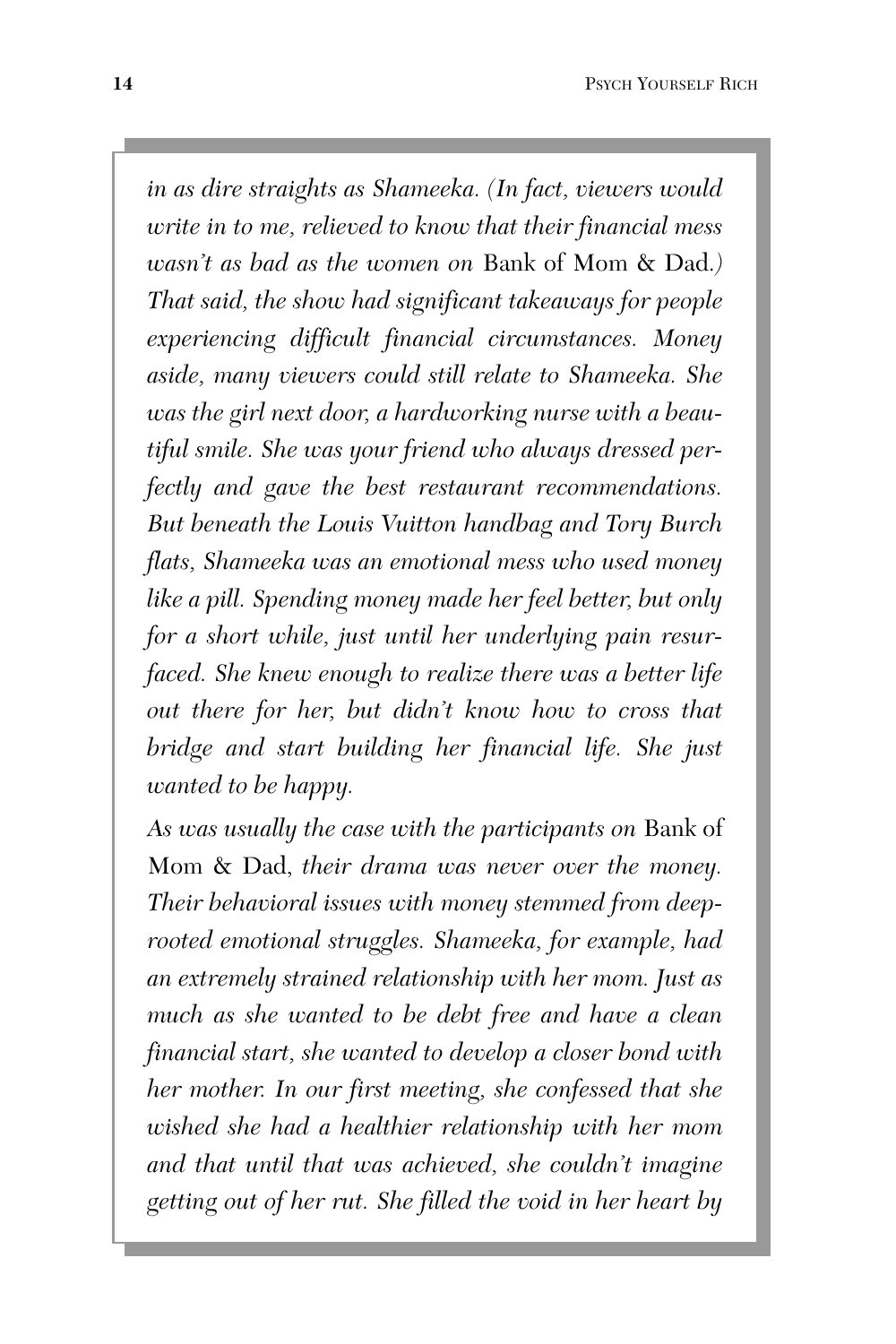*in as dire straights as Shameeka. (In fact, viewers would write in to me, relieved to know that their financial mess wasn't as bad as the women on* Bank of Mom & Dad.*) That said, the show had significant takeaways for people experiencing difficult financial circumstances. Money aside, many viewers could still relate to Shameeka. She was the girl next door, a hardworking nurse with a beautiful smile. She was your friend who always dressed perfectly and gave the best restaurant recommendations. But beneath the Louis Vuitton handbag and Tory Burch flats, Shameeka was an emotional mess who used money like a pill. Spending money made her feel better, but only for a short while, just until her underlying pain resurfaced. She knew enough to realize there was a better life out there for her, but didn't know how to cross that bridge and start building her financial life. She just wanted to be happy.*

*As was usually the case with the participants on* Bank of Mom & Dad, *their drama was never over the money. Their behavioral issues with money stemmed from deep-rooted emotional struggles. Shameeka, for example, had an extremely strained relationship with her mom. Just as much as she wanted to be debt free and have a clean financial start, she wanted to develop a closer bond with her mother. In our first meeting, she confessed that she wished she had a healthier relationship with her mom and that until that was achieved, she couldn't imagine getting out of her rut. She filled the void in her heart by*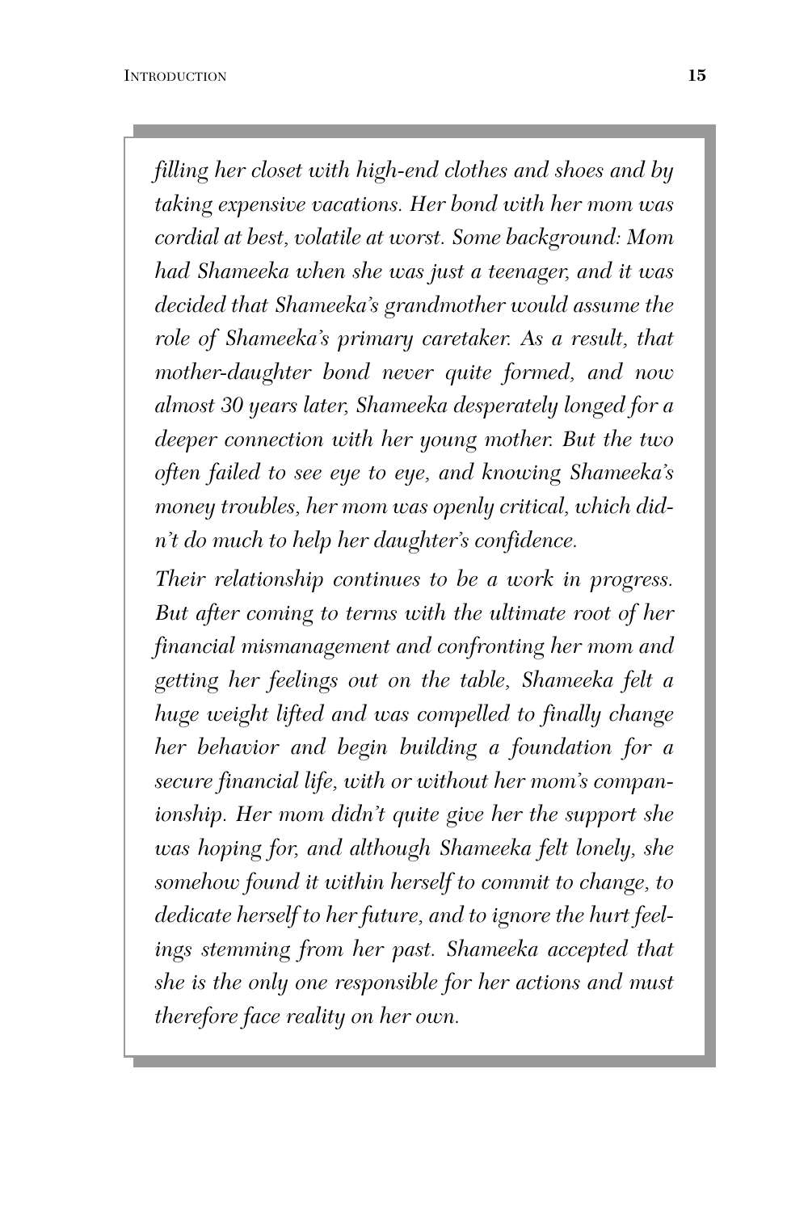*filling her closet with high-end clothes and shoes and by taking expensive vacations. Her bond with her mom was cordial at best, volatile at worst. Some background: Mom had Shameeka when she was just a teenager, and it was decided that Shameeka's grandmother would assume the role of Shameeka's primary caretaker. As a result, that mother-daughter bond never quite formed, and now almost 30 years later, Shameeka desperately longed for a deeper connection with her young mother. But the two often failed to see eye to eye, and knowing Shameeka's money troubles, her mom was openly critical, which didn't do much to help her daughter's confidence.*

*Their relationship continues to be a work in progress. But after coming to terms with the ultimate root of her financial mismanagement and confronting her mom and getting her feelings out on the table, Shameeka felt a huge weight lifted and was compelled to finally change her behavior and begin building a foundation for a secure financial life, with or without her mom's companionship. Her mom didn't quite give her the support she was hoping for, and although Shameeka felt lonely, she somehow found it within herself to commit to change, to dedicate herself to her future, and to ignore the hurt feelings stemming from her past. Shameeka accepted that she is the only one responsible for her actions and must therefore face reality on her own.*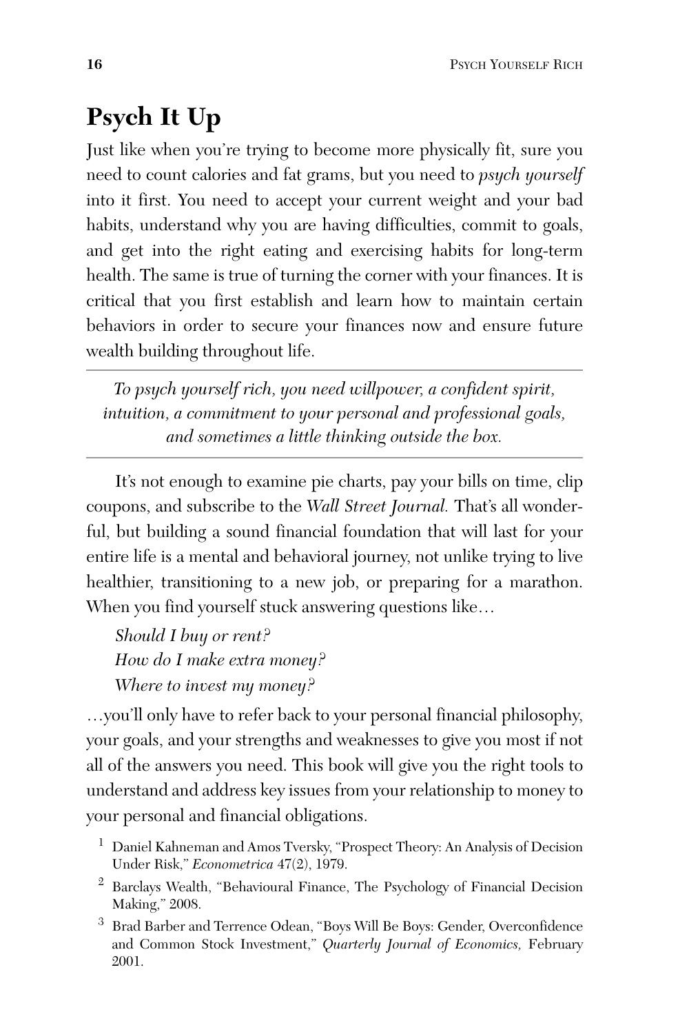## Psych It Up

Just like when you're trying to become more physically fit, sure you need to count calories and fat grams, but you need to *psych yourself* into it first. You need to accept your current weight and your bad habits, understand why you are having difficulties, commit to goals, and get into the right eating and exercising habits for long-term health. The same is true of turning the corner with your finances. It is critical that you first establish and learn how to maintain certain behaviors in order to secure your finances now and ensure future wealth building throughout life.

---

*To psych yourself rich, you need willpower, a confident spirit, intuition, a commitment to your personal and professional goals, and sometimes a little thinking outside the box.*

---

It's not enough to examine pie charts, pay your bills on time, clip coupons, and subscribe to the *Wall Street Journal.* That's all wonderful, but building a sound financial foundation that will last for your entire life is a mental and behavioral journey, not unlike trying to live healthier, transitioning to a new job, or preparing for a marathon. When you find yourself stuck answering questions like…

*Should I buy or rent?*
*How do I make extra money?*
*Where to invest my money?*

…you'll only have to refer back to your personal financial philosophy, your goals, and your strengths and weaknesses to give you most if not all of the answers you need. This book will give you the right tools to understand and address key issues from your relationship to money to your personal and financial obligations.

[1] Daniel Kahneman and Amos Tversky, "Prospect Theory: An Analysis of Decision Under Risk," *Econometrica* 47(2), 1979.

[2] Barclays Wealth, "Behavioural Finance, The Psychology of Financial Decision Making," 2008.

[3] Brad Barber and Terrence Odean, "Boys Will Be Boys: Gender, Overconfidence and Common Stock Investment," *Quarterly Journal of Economics,* February 2001.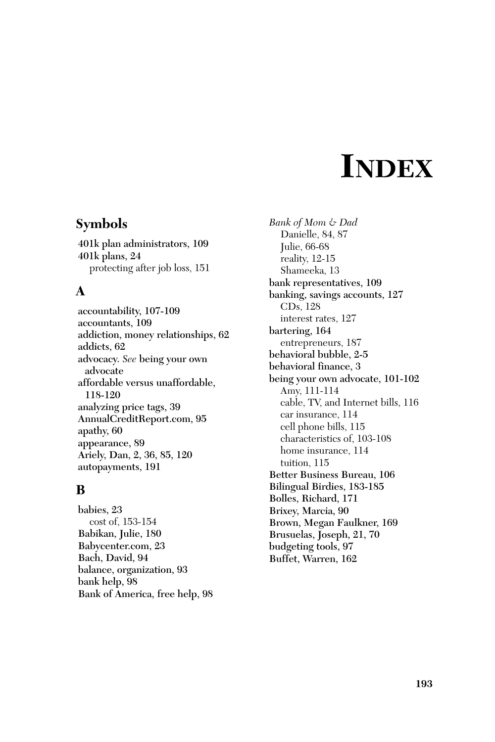# INDEX

## Symbols

**401k plan administrators, 109**
**401k plans, 24**
  protecting after job loss, 151

## A

**accountability, 107-109**
**accountants, 109**
**addiction, money relationships, 62**
**addicts, 62**
**advocacy.** *See* **being your own advocate**
**affordable versus unaffordable, 118-120**
**analyzing price tags, 39**
**AnnualCreditReport.com, 95**
**apathy, 60**
**appearance, 89**
**Ariely, Dan, 2, 36, 85, 120**
**autopayments, 191**

## B

**babies, 23**
  cost of, 153-154
**Babikan, Julie, 180**
**Babycenter.com, 23**
**Bach, David, 94**
**balance, organization, 93**
**bank help, 98**
**Bank of America, free help, 98**
*Bank of Mom & Dad*
  Danielle, 84, 87
  Julie, 66-68
  reality, 12-15
  Shameeka, 13
**bank representatives, 109**
**banking, savings accounts, 127**
  CDs, 128
  interest rates, 127
**bartering, 164**
  entrepreneurs, 187
**behavioral bubble, 2-5**
**behavioral finance, 3**
**being your own advocate, 101-102**
  Amy, 111-114
  cable, TV, and Internet bills, 116
  car insurance, 114
  cell phone bills, 115
  characteristics of, 103-108
  home insurance, 114
  tuition, 115
**Better Business Bureau, 106**
**Bilingual Birdies, 183-185**
**Bolles, Richard, 171**
**Brixey, Marcia, 90**
**Brown, Megan Faulkner, 169**
**Brusuelas, Joseph, 21, 70**
**budgeting tools, 97**
**Buffet, Warren, 162**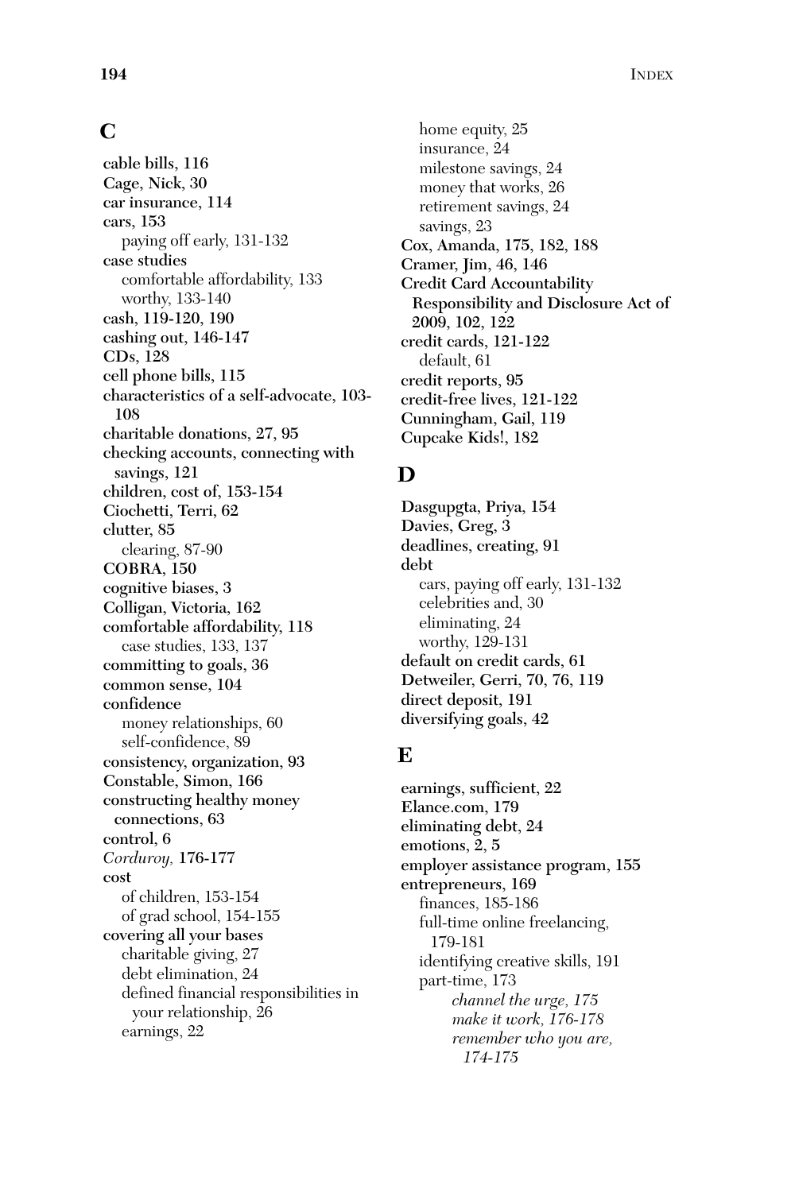## C

**cable bills, 116**
**Cage, Nick, 30**
**car insurance, 114**
**cars, 153**
- paying off early, 131-132

**case studies**
- comfortable affordability, 133
- worthy, 133-140

**cash, 119-120, 190**
**cashing out, 146-147**
**CDs, 128**
**cell phone bills, 115**
**characteristics of a self-advocate, 103-108**
**charitable donations, 27, 95**
**checking accounts, connecting with savings, 121**
**children, cost of, 153-154**
**Ciochetti, Terri, 62**
**clutter, 85**
- clearing, 87-90

**COBRA, 150**
**cognitive biases, 3**
**Colligan, Victoria, 162**
**comfortable affordability, 118**
- case studies, 133, 137

**committing to goals, 36**
**common sense, 104**
**confidence**
- money relationships, 60
- self-confidence, 89

**consistency, organization, 93**
**Constable, Simon, 166**
**constructing healthy money connections, 63**
**control, 6**
***Corduroy,* 176-177**
**cost**
- of children, 153-154
- of grad school, 154-155

**covering all your bases**
- charitable giving, 27
- debt elimination, 24
- defined financial responsibilities in your relationship, 26
- earnings, 22
- home equity, 25
- insurance, 24
- milestone savings, 24
- money that works, 26
- retirement savings, 24
- savings, 23

**Cox, Amanda, 175, 182, 188**
**Cramer, Jim, 46, 146**
**Credit Card Accountability Responsibility and Disclosure Act of 2009, 102, 122**
**credit cards, 121-122**
- default, 61

**credit reports, 95**
**credit-free lives, 121-122**
**Cunningham, Gail, 119**
**Cupcake Kids!, 182**

## D

**Dasgupgta, Priya, 154**
**Davies, Greg, 3**
**deadlines, creating, 91**
**debt**
- cars, paying off early, 131-132
- celebrities and, 30
- eliminating, 24
- worthy, 129-131

**default on credit cards, 61**
**Detweiler, Gerri, 70, 76, 119**
**direct deposit, 191**
**diversifying goals, 42**

## E

**earnings, sufficient, 22**
**Elance.com, 179**
**eliminating debt, 24**
**emotions, 2, 5**
**employer assistance program, 155**
**entrepreneurs, 169**
- finances, 185-186
- full-time online freelancing, 179-181
- identifying creative skills, 191
- part-time, 173
  - *channel the urge, 175*
  - *make it work, 176-178*
  - *remember who you are, 174-175*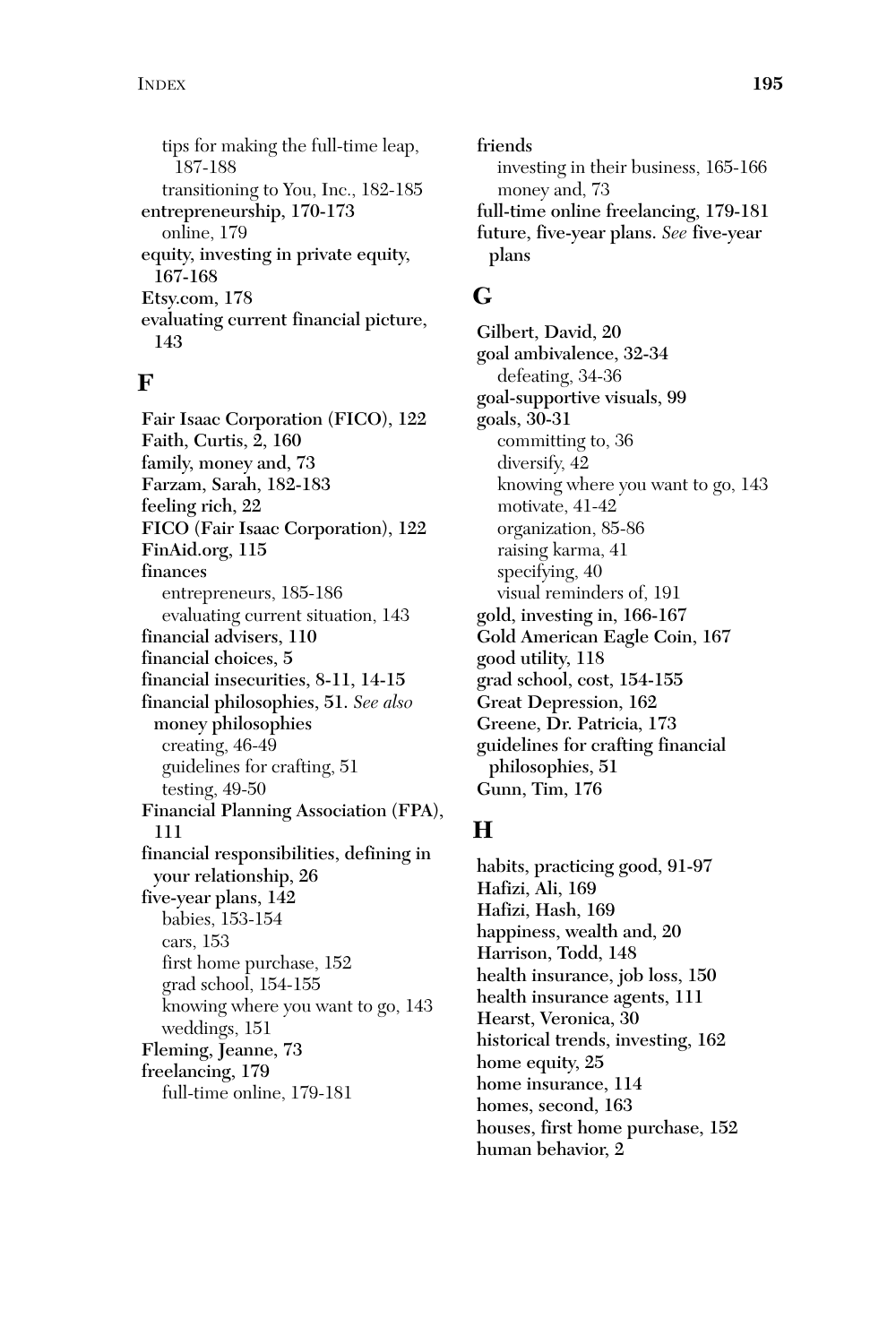tips for making the full-time leap, 187-188
transitioning to You, Inc., 182-185

**entrepreneurship, 170-173**
online, 179

**equity, investing in private equity, 167-168**

**Etsy.com, 178**

**evaluating current financial picture, 143**

## F

**Fair Isaac Corporation (FICO), 122**

**Faith, Curtis, 2, 160**

**family, money and, 73**

**Farzam, Sarah, 182-183**

**feeling rich, 22**

**FICO (Fair Isaac Corporation), 122**

**FinAid.org, 115**

**finances**
entrepreneurs, 185-186
evaluating current situation, 143

**financial advisers, 110**

**financial choices, 5**

**financial insecurities, 8-11, 14-15**

**financial philosophies, 51.** *See also* **money philosophies**
creating, 46-49
guidelines for crafting, 51
testing, 49-50

**Financial Planning Association (FPA), 111**

**financial responsibilities, defining in your relationship, 26**

**five-year plans, 142**
babies, 153-154
cars, 153
first home purchase, 152
grad school, 154-155
knowing where you want to go, 143
weddings, 151

**Fleming, Jeanne, 73**

**freelancing, 179**
full-time online, 179-181

**friends**
investing in their business, 165-166
money and, 73

**full-time online freelancing, 179-181**

**future, five-year plans.** *See* **five-year plans**

## G

**Gilbert, David, 20**

**goal ambivalence, 32-34**
defeating, 34-36

**goal-supportive visuals, 99**

**goals, 30-31**
committing to, 36
diversify, 42
knowing where you want to go, 143
motivate, 41-42
organization, 85-86
raising karma, 41
specifying, 40
visual reminders of, 191

**gold, investing in, 166-167**

**Gold American Eagle Coin, 167**

**good utility, 118**

**grad school, cost, 154-155**

**Great Depression, 162**

**Greene, Dr. Patricia, 173**

**guidelines for crafting financial philosophies, 51**

**Gunn, Tim, 176**

## H

**habits, practicing good, 91-97**

**Hafizi, Ali, 169**

**Hafizi, Hash, 169**

**happiness, wealth and, 20**

**Harrison, Todd, 148**

**health insurance, job loss, 150**

**health insurance agents, 111**

**Hearst, Veronica, 30**

**historical trends, investing, 162**

**home equity, 25**

**home insurance, 114**

**homes, second, 163**

**houses, first home purchase, 152**

**human behavior, 2**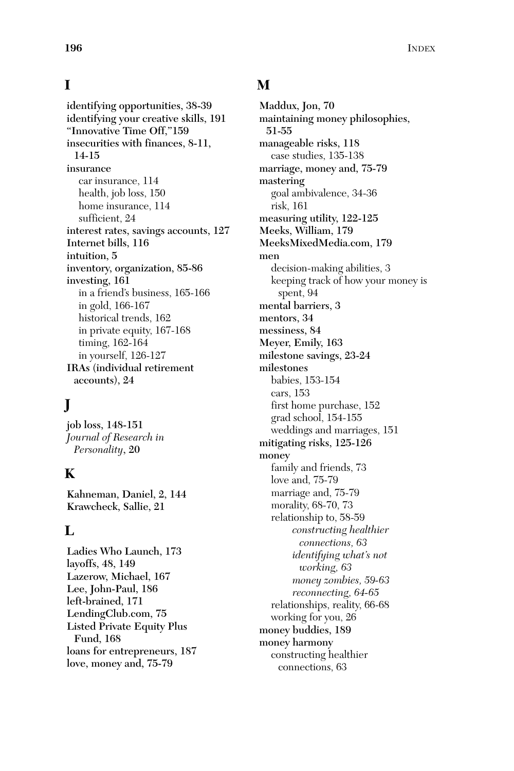## I

**identifying opportunities, 38-39**
**identifying your creative skills, 191**
**"Innovative Time Off,"159**
**insecurities with finances, 8-11, 14-15**
**insurance**
- car insurance, 114
- health, job loss, 150
- home insurance, 114
- sufficient, 24

**interest rates, savings accounts, 127**
**Internet bills, 116**
**intuition, 5**
**inventory, organization, 85-86**
**investing, 161**
- in a friend's business, 165-166
- in gold, 166-167
- historical trends, 162
- in private equity, 167-168
- timing, 162-164
- in yourself, 126-127

**IRAs (individual retirement accounts), 24**

## J

**job loss, 148-151**
***Journal of Research in Personality*, 20**

## K

**Kahneman, Daniel, 2, 144**
**Krawcheck, Sallie, 21**

## L

**Ladies Who Launch, 173**
**layoffs, 48, 149**
**Lazerow, Michael, 167**
**Lee, John-Paul, 186**
**left-brained, 171**
**LendingClub.com, 75**
**Listed Private Equity Plus Fund, 168**
**loans for entrepreneurs, 187**
**love, money and, 75-79**

## M

**Maddux, Jon, 70**
**maintaining money philosophies, 51-55**
**manageable risks, 118**
- case studies, 135-138

**marriage, money and, 75-79**
**mastering**
- goal ambivalence, 34-36
- risk, 161

**measuring utility, 122-125**
**Meeks, William, 179**
**MeeksMixedMedia.com, 179**
**men**
- decision-making abilities, 3
- keeping track of how your money is spent, 94

**mental barriers, 3**
**mentors, 34**
**messiness, 84**
**Meyer, Emily, 163**
**milestone savings, 23-24**
**milestones**
- babies, 153-154
- cars, 153
- first home purchase, 152
- grad school, 154-155
- weddings and marriages, 151

**mitigating risks, 125-126**
**money**
- family and friends, 73
- love and, 75-79
- marriage and, 75-79
- morality, 68-70, 73
- relationship to, 58-59
  - *constructing healthier connections, 63*
  - *identifying what's not working, 63*
  - *money zombies, 59-63*
  - *reconnecting, 64-65*
- relationships, reality, 66-68
- working for you, 26

**money buddies, 189**
**money harmony**
- constructing healthier connections, 63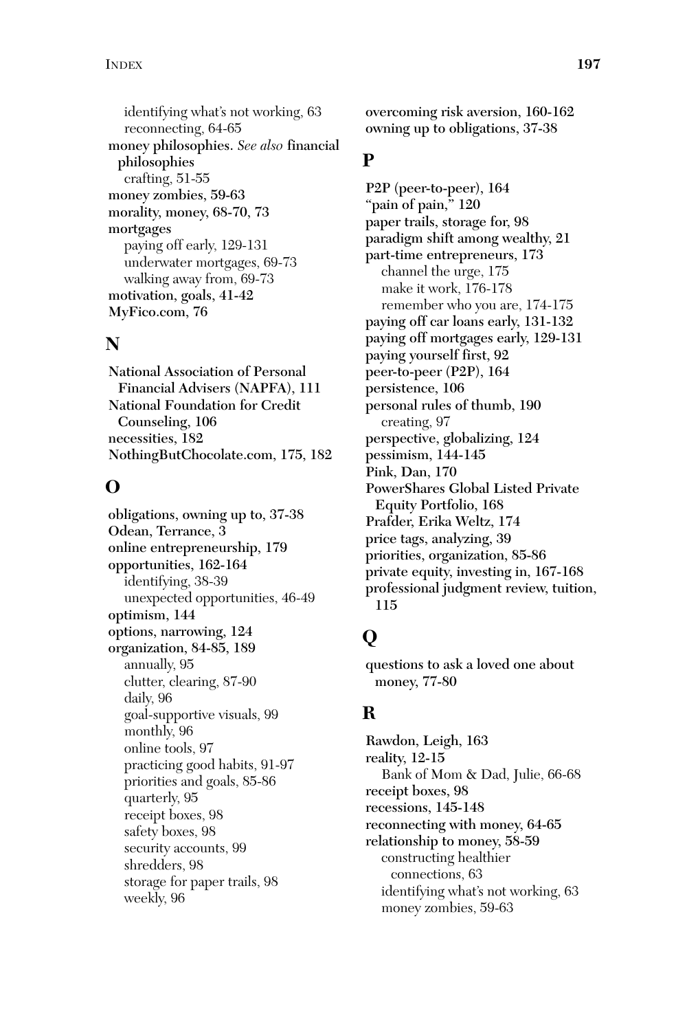identifying what's not working, 63
reconnecting, 64-65

**money philosophies.** *See also* **financial philosophies**
crafting, 51-55

**money zombies, 59-63**

**morality, money, 68-70, 73**

**mortgages**
paying off early, 129-131
underwater mortgages, 69-73
walking away from, 69-73

**motivation, goals, 41-42**

**MyFico.com, 76**

## N

**National Association of Personal Financial Advisers (NAPFA), 111**

**National Foundation for Credit Counseling, 106**

**necessities, 182**

**NothingButChocolate.com, 175, 182**

## O

**obligations, owning up to, 37-38**

**Odean, Terrance, 3**

**online entrepreneurship, 179**

**opportunities, 162-164**
identifying, 38-39
unexpected opportunities, 46-49

**optimism, 144**

**options, narrowing, 124**

**organization, 84-85, 189**
annually, 95
clutter, clearing, 87-90
daily, 96
goal-supportive visuals, 99
monthly, 96
online tools, 97
practicing good habits, 91-97
priorities and goals, 85-86
quarterly, 95
receipt boxes, 98
safety boxes, 98
security accounts, 99
shredders, 98
storage for paper trails, 98
weekly, 96

**overcoming risk aversion, 160-162**

**owning up to obligations, 37-38**

## P

**P2P (peer-to-peer), 164**

**"pain of pain," 120**

**paper trails, storage for, 98**

**paradigm shift among wealthy, 21**

**part-time entrepreneurs, 173**
channel the urge, 175
make it work, 176-178
remember who you are, 174-175

**paying off car loans early, 131-132**

**paying off mortgages early, 129-131**

**paying yourself first, 92**

**peer-to-peer (P2P), 164**

**persistence, 106**

**personal rules of thumb, 190**
creating, 97

**perspective, globalizing, 124**

**pessimism, 144-145**

**Pink, Dan, 170**

**PowerShares Global Listed Private Equity Portfolio, 168**

**Prafder, Erika Weltz, 174**

**price tags, analyzing, 39**

**priorities, organization, 85-86**

**private equity, investing in, 167-168**

**professional judgment review, tuition, 115**

## Q

**questions to ask a loved one about money, 77-80**

## R

**Rawdon, Leigh, 163**

**reality, 12-15**
Bank of Mom & Dad, Julie, 66-68

**receipt boxes, 98**

**recessions, 145-148**

**reconnecting with money, 64-65**

**relationship to money, 58-59**
constructing healthier connections, 63
identifying what's not working, 63
money zombies, 59-63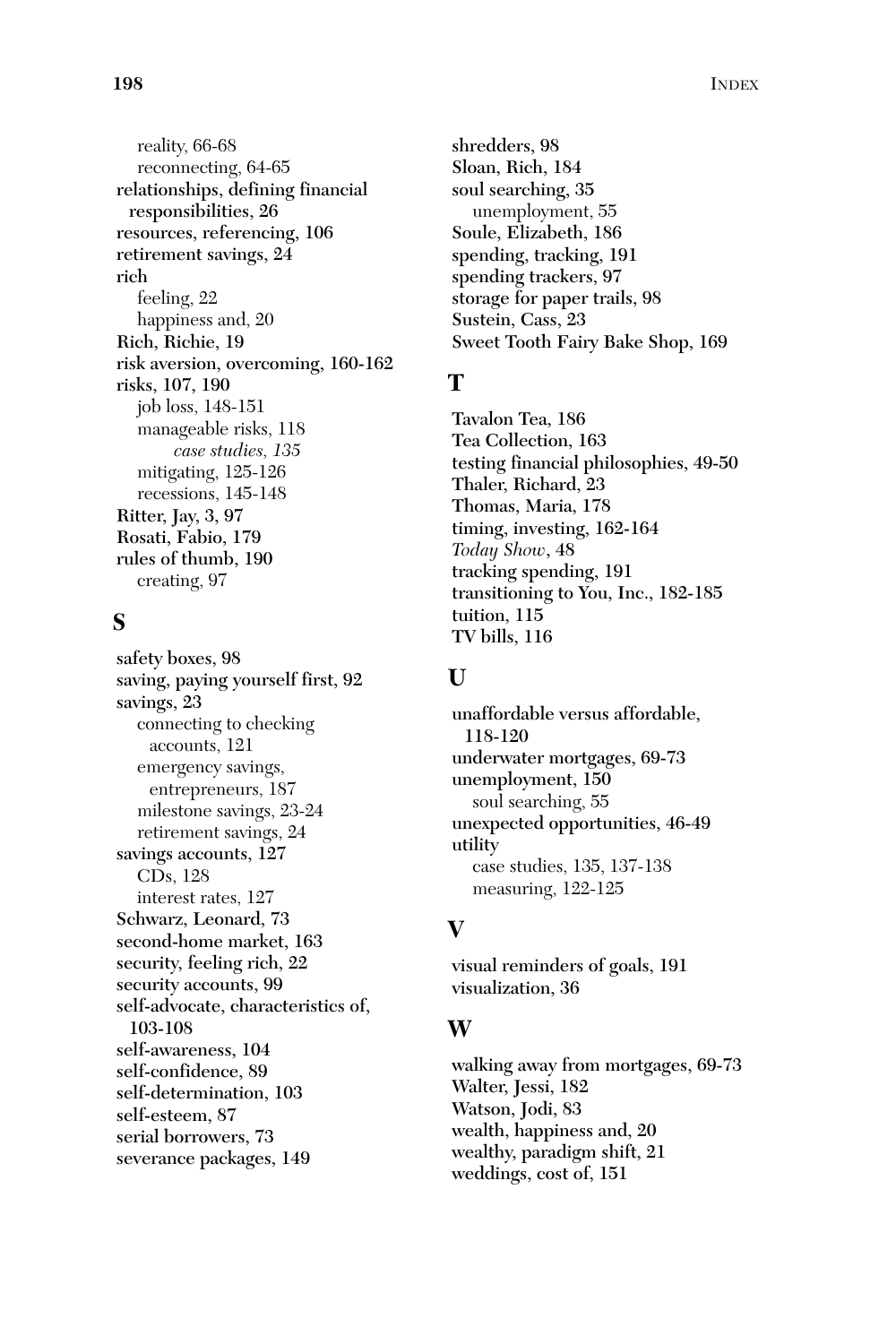reality, 66-68
reconnecting, 64-65

**relationships, defining financial responsibilities, 26**

**resources, referencing, 106**

**retirement savings, 24**

**rich**
- feeling, 22
- happiness and, 20

**Rich, Richie, 19**

**risk aversion, overcoming, 160-162**

**risks, 107, 190**
- job loss, 148-151
- manageable risks, 118
  - *case studies, 135*
- mitigating, 125-126
- recessions, 145-148

**Ritter, Jay, 3, 97**

**Rosati, Fabio, 179**

**rules of thumb, 190**
- creating, 97

## S

**safety boxes, 98**

**saving, paying yourself first, 92**

**savings, 23**
- connecting to checking accounts, 121
- emergency savings, entrepreneurs, 187
- milestone savings, 23-24
- retirement savings, 24

**savings accounts, 127**
- CDs, 128
- interest rates, 127

**Schwarz, Leonard, 73**

**second-home market, 163**

**security, feeling rich, 22**

**security accounts, 99**

**self-advocate, characteristics of, 103-108**

**self-awareness, 104**

**self-confidence, 89**

**self-determination, 103**

**self-esteem, 87**

**serial borrowers, 73**

**severance packages, 149**

**shredders, 98**

**Sloan, Rich, 184**

**soul searching, 35**
- unemployment, 55

**Soule, Elizabeth, 186**

**spending, tracking, 191**

**spending trackers, 97**

**storage for paper trails, 98**

**Sustein, Cass, 23**

**Sweet Tooth Fairy Bake Shop, 169**

## T

**Tavalon Tea, 186**

**Tea Collection, 163**

**testing financial philosophies, 49-50**

**Thaler, Richard, 23**

**Thomas, Maria, 178**

**timing, investing, 162-164**

***Today Show*, 48**

**tracking spending, 191**

**transitioning to You, Inc., 182-185**

**tuition, 115**

**TV bills, 116**

## U

**unaffordable versus affordable, 118-120**

**underwater mortgages, 69-73**

**unemployment, 150**
- soul searching, 55

**unexpected opportunities, 46-49**

**utility**
- case studies, 135, 137-138
- measuring, 122-125

## V

**visual reminders of goals, 191**

**visualization, 36**

## W

**walking away from mortgages, 69-73**

**Walter, Jessi, 182**

**Watson, Jodi, 83**

**wealth, happiness and, 20**

**wealthy, paradigm shift, 21**

**weddings, cost of, 151**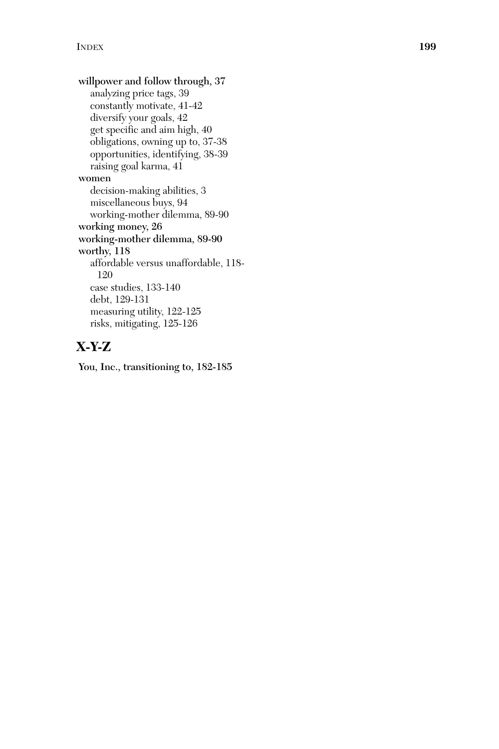**willpower and follow through, 37**
- analyzing price tags, 39
- constantly motivate, 41-42
- diversify your goals, 42
- get specific and aim high, 40
- obligations, owning up to, 37-38
- opportunities, identifying, 38-39
- raising goal karma, 41

**women**
- decision-making abilities, 3
- miscellaneous buys, 94
- working-mother dilemma, 89-90

**working money, 26**

**working-mother dilemma, 89-90**

**worthy, 118**
- affordable versus unaffordable, 118-120
- case studies, 133-140
- debt, 129-131
- measuring utility, 122-125
- risks, mitigating, 125-126

## X-Y-Z

**You, Inc., transitioning to, 182-185**